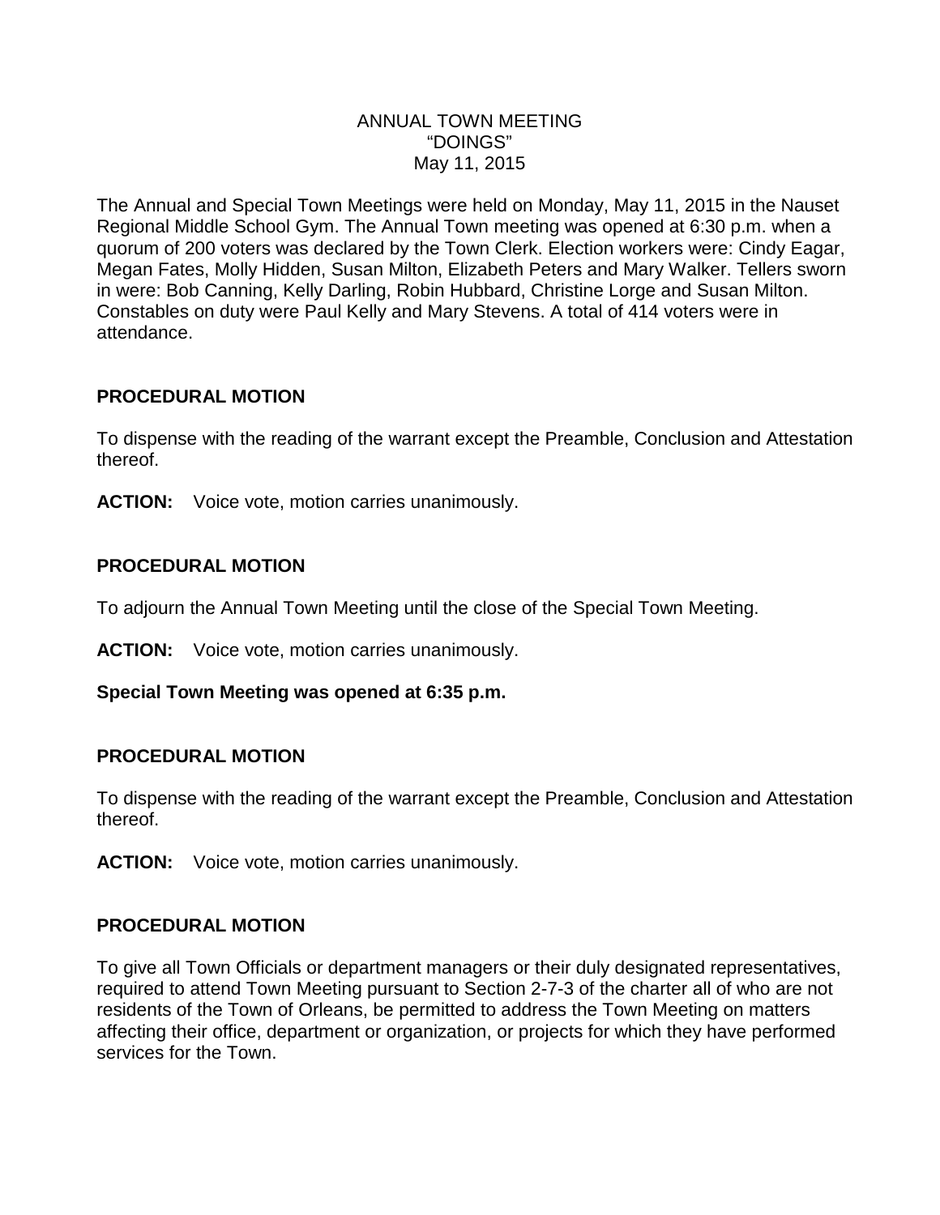# ANNUAL TOWN MEETING
# "DOINGS"
# May 11, 2015

The Annual and Special Town Meetings were held on Monday, May 11, 2015 in the Nauset Regional Middle School Gym. The Annual Town meeting was opened at 6:30 p.m. when a quorum of 200 voters was declared by the Town Clerk. Election workers were: Cindy Eagar, Megan Fates, Molly Hidden, Susan Milton, Elizabeth Peters and Mary Walker. Tellers sworn in were: Bob Canning, Kelly Darling, Robin Hubbard, Christine Lorge and Susan Milton. Constables on duty were Paul Kelly and Mary Stevens. A total of 414 voters were in attendance.

**PROCEDURAL MOTION**

To dispense with the reading of the warrant except the Preamble, Conclusion and Attestation thereof.

**ACTION:** Voice vote, motion carries unanimously.

**PROCEDURAL MOTION**

To adjourn the Annual Town Meeting until the close of the Special Town Meeting.

**ACTION:** Voice vote, motion carries unanimously.

**Special Town Meeting was opened at 6:35 p.m.**

**PROCEDURAL MOTION**

To dispense with the reading of the warrant except the Preamble, Conclusion and Attestation thereof.

**ACTION:** Voice vote, motion carries unanimously.

**PROCEDURAL MOTION**

To give all Town Officials or department managers or their duly designated representatives, required to attend Town Meeting pursuant to Section 2-7-3 of the charter all of who are not residents of the Town of Orleans, be permitted to address the Town Meeting on matters affecting their office, department or organization, or projects for which they have performed services for the Town.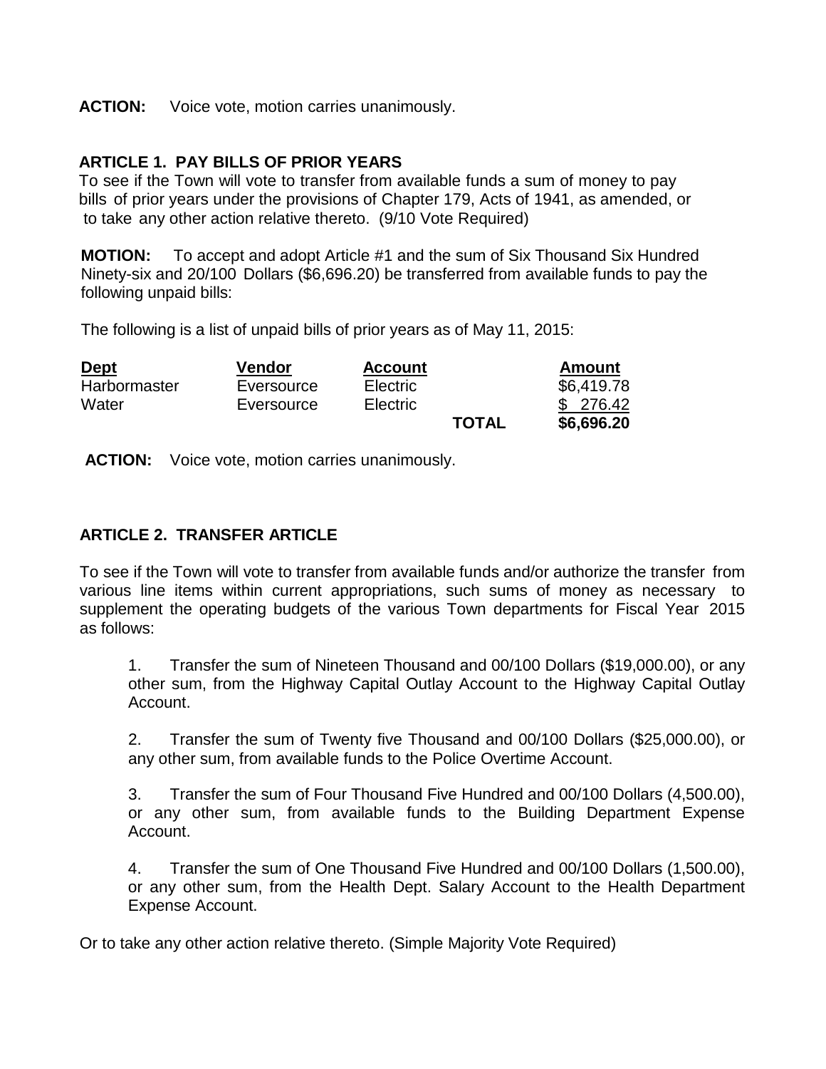**ACTION:** Voice vote, motion carries unanimously.

## ARTICLE 1. PAY BILLS OF PRIOR YEARS

To see if the Town will vote to transfer from available funds a sum of money to pay bills of prior years under the provisions of Chapter 179, Acts of 1941, as amended, or to take any other action relative thereto. (9/10 Vote Required)

**MOTION:** To accept and adopt Article #1 and the sum of Six Thousand Six Hundred Ninety-six and 20/100 Dollars ($6,696.20) be transferred from available funds to pay the following unpaid bills:

The following is a list of unpaid bills of prior years as of May 11, 2015:

| Dept | Vendor | Account | | Amount |
|---|---|---|---|---|
| Harbormaster | Eversource | Electric | | $6,419.78 |
| Water | Eversource | Electric | | $ 276.42 |
| | | | **TOTAL** | **$6,696.20** |

**ACTION:** Voice vote, motion carries unanimously.

## ARTICLE 2. TRANSFER ARTICLE

To see if the Town will vote to transfer from available funds and/or authorize the transfer from various line items within current appropriations, such sums of money as necessary to supplement the operating budgets of the various Town departments for Fiscal Year 2015 as follows:

1. Transfer the sum of Nineteen Thousand and 00/100 Dollars ($19,000.00), or any other sum, from the Highway Capital Outlay Account to the Highway Capital Outlay Account.

2. Transfer the sum of Twenty five Thousand and 00/100 Dollars ($25,000.00), or any other sum, from available funds to the Police Overtime Account.

3. Transfer the sum of Four Thousand Five Hundred and 00/100 Dollars (4,500.00), or any other sum, from available funds to the Building Department Expense Account.

4. Transfer the sum of One Thousand Five Hundred and 00/100 Dollars (1,500.00), or any other sum, from the Health Dept. Salary Account to the Health Department Expense Account.

Or to take any other action relative thereto. (Simple Majority Vote Required)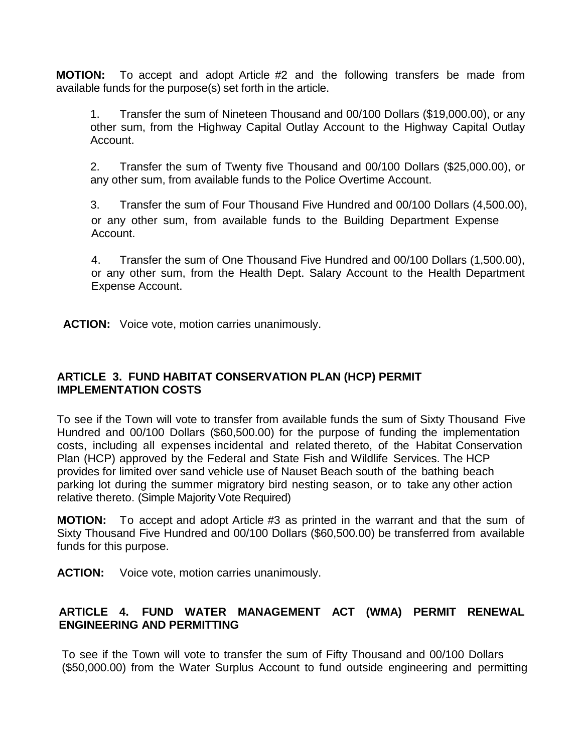**MOTION:** To accept and adopt Article #2 and the following transfers be made from available funds for the purpose(s) set forth in the article.

1. Transfer the sum of Nineteen Thousand and 00/100 Dollars ($19,000.00), or any other sum, from the Highway Capital Outlay Account to the Highway Capital Outlay Account.

2. Transfer the sum of Twenty five Thousand and 00/100 Dollars ($25,000.00), or any other sum, from available funds to the Police Overtime Account.

3. Transfer the sum of Four Thousand Five Hundred and 00/100 Dollars (4,500.00), or any other sum, from available funds to the Building Department Expense Account.

4. Transfer the sum of One Thousand Five Hundred and 00/100 Dollars (1,500.00), or any other sum, from the Health Dept. Salary Account to the Health Department Expense Account.

**ACTION:** Voice vote, motion carries unanimously.

### ARTICLE 3. FUND HABITAT CONSERVATION PLAN (HCP) PERMIT IMPLEMENTATION COSTS

To see if the Town will vote to transfer from available funds the sum of Sixty Thousand Five Hundred and 00/100 Dollars ($60,500.00) for the purpose of funding the implementation costs, including all expenses incidental and related thereto, of the Habitat Conservation Plan (HCP) approved by the Federal and State Fish and Wildlife Services. The HCP provides for limited over sand vehicle use of Nauset Beach south of the bathing beach parking lot during the summer migratory bird nesting season, or to take any other action relative thereto. (Simple Majority Vote Required)

**MOTION:** To accept and adopt Article #3 as printed in the warrant and that the sum of Sixty Thousand Five Hundred and 00/100 Dollars ($60,500.00) be transferred from available funds for this purpose.

**ACTION:** Voice vote, motion carries unanimously.

### ARTICLE 4. FUND WATER MANAGEMENT ACT (WMA) PERMIT RENEWAL ENGINEERING AND PERMITTING

To see if the Town will vote to transfer the sum of Fifty Thousand and 00/100 Dollars ($50,000.00) from the Water Surplus Account to fund outside engineering and permitting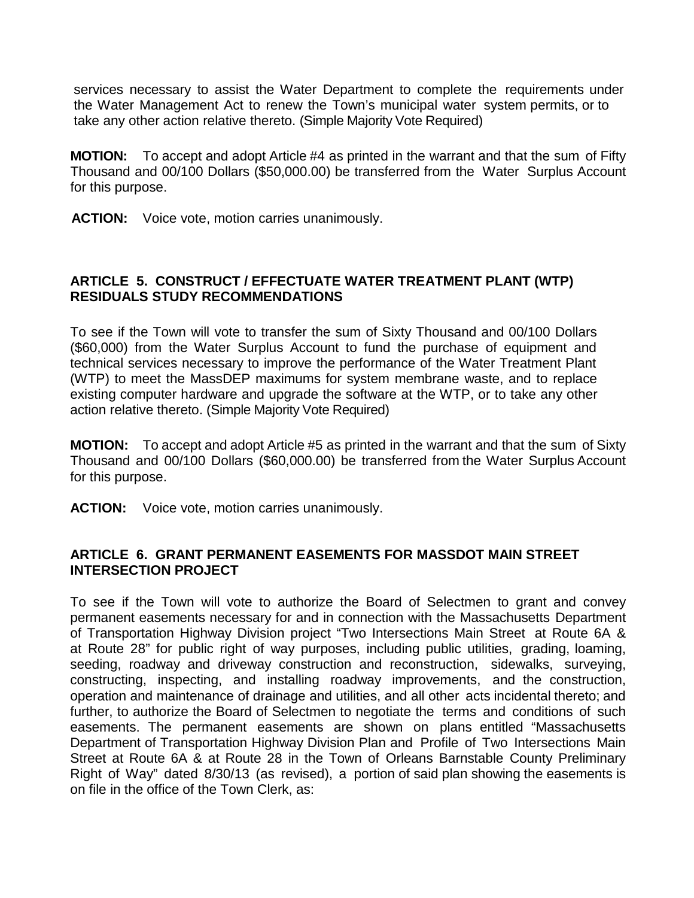services necessary to assist the Water Department to complete the requirements under the Water Management Act to renew the Town's municipal water system permits, or to take any other action relative thereto. (Simple Majority Vote Required)

**MOTION:** To accept and adopt Article #4 as printed in the warrant and that the sum of Fifty Thousand and 00/100 Dollars ($50,000.00) be transferred from the Water Surplus Account for this purpose.

**ACTION:** Voice vote, motion carries unanimously.

## ARTICLE 5. CONSTRUCT / EFFECTUATE WATER TREATMENT PLANT (WTP) RESIDUALS STUDY RECOMMENDATIONS

To see if the Town will vote to transfer the sum of Sixty Thousand and 00/100 Dollars ($60,000) from the Water Surplus Account to fund the purchase of equipment and technical services necessary to improve the performance of the Water Treatment Plant (WTP) to meet the MassDEP maximums for system membrane waste, and to replace existing computer hardware and upgrade the software at the WTP, or to take any other action relative thereto. (Simple Majority Vote Required)

**MOTION:** To accept and adopt Article #5 as printed in the warrant and that the sum of Sixty Thousand and 00/100 Dollars ($60,000.00) be transferred from the Water Surplus Account for this purpose.

**ACTION:** Voice vote, motion carries unanimously.

## ARTICLE 6. GRANT PERMANENT EASEMENTS FOR MASSDOT MAIN STREET INTERSECTION PROJECT

To see if the Town will vote to authorize the Board of Selectmen to grant and convey permanent easements necessary for and in connection with the Massachusetts Department of Transportation Highway Division project "Two Intersections Main Street at Route 6A & at Route 28" for public right of way purposes, including public utilities, grading, loaming, seeding, roadway and driveway construction and reconstruction, sidewalks, surveying, constructing, inspecting, and installing roadway improvements, and the construction, operation and maintenance of drainage and utilities, and all other acts incidental thereto; and further, to authorize the Board of Selectmen to negotiate the terms and conditions of such easements. The permanent easements are shown on plans entitled "Massachusetts Department of Transportation Highway Division Plan and Profile of Two Intersections Main Street at Route 6A & at Route 28 in the Town of Orleans Barnstable County Preliminary Right of Way" dated 8/30/13 (as revised), a portion of said plan showing the easements is on file in the office of the Town Clerk, as: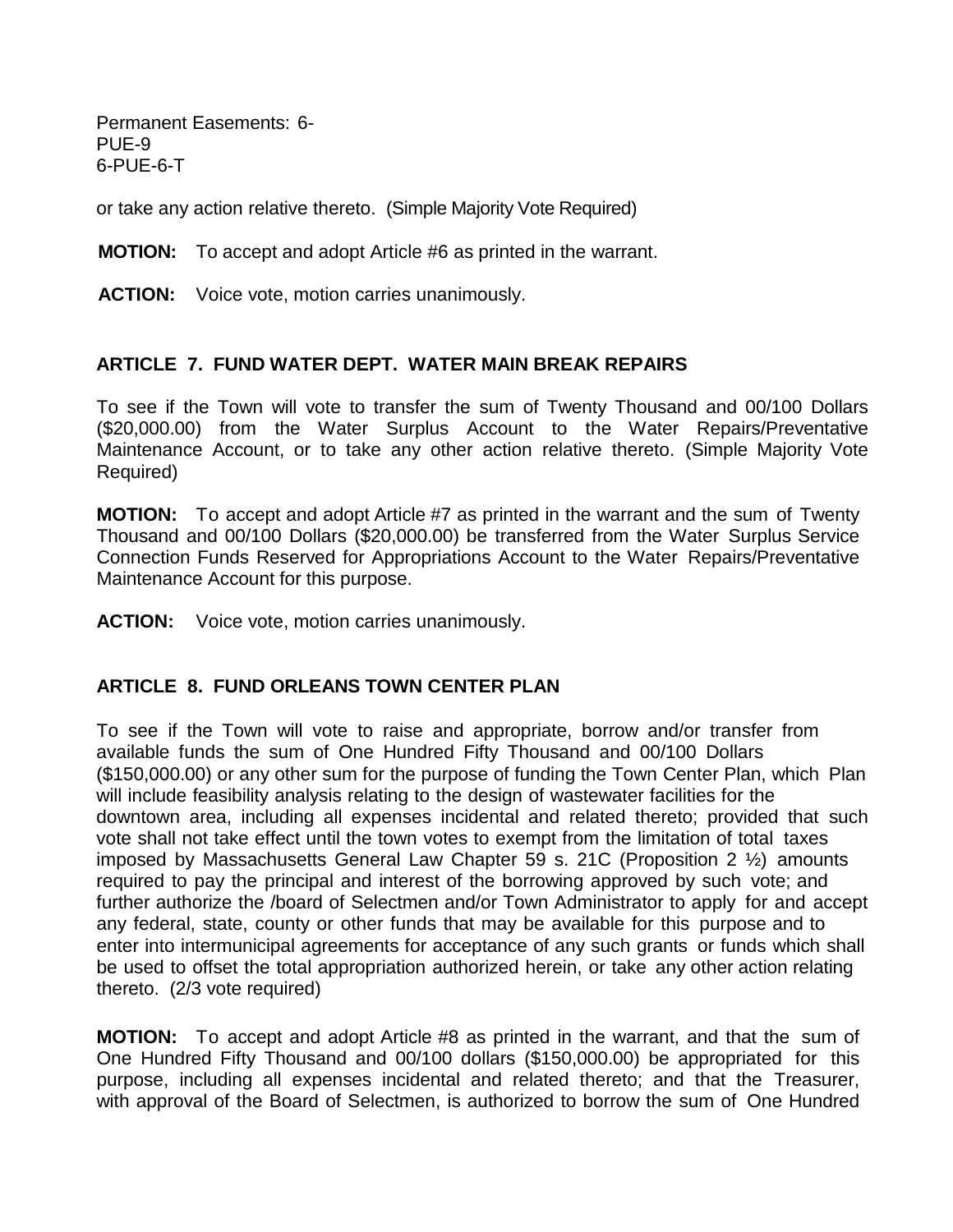Permanent Easements: 6-
PUE-9
6-PUE-6-T

or take any action relative thereto. (Simple Majority Vote Required)

**MOTION:** To accept and adopt Article #6 as printed in the warrant.

**ACTION:** Voice vote, motion carries unanimously.

### ARTICLE 7. FUND WATER DEPT. WATER MAIN BREAK REPAIRS

To see if the Town will vote to transfer the sum of Twenty Thousand and 00/100 Dollars ($20,000.00) from the Water Surplus Account to the Water Repairs/Preventative Maintenance Account, or to take any other action relative thereto. (Simple Majority Vote Required)

**MOTION:** To accept and adopt Article #7 as printed in the warrant and the sum of Twenty Thousand and 00/100 Dollars ($20,000.00) be transferred from the Water Surplus Service Connection Funds Reserved for Appropriations Account to the Water Repairs/Preventative Maintenance Account for this purpose.

**ACTION:** Voice vote, motion carries unanimously.

### ARTICLE 8. FUND ORLEANS TOWN CENTER PLAN

To see if the Town will vote to raise and appropriate, borrow and/or transfer from available funds the sum of One Hundred Fifty Thousand and 00/100 Dollars ($150,000.00) or any other sum for the purpose of funding the Town Center Plan, which Plan will include feasibility analysis relating to the design of wastewater facilities for the downtown area, including all expenses incidental and related thereto; provided that such vote shall not take effect until the town votes to exempt from the limitation of total taxes imposed by Massachusetts General Law Chapter 59 s. 21C (Proposition 2 ½) amounts required to pay the principal and interest of the borrowing approved by such vote; and further authorize the /board of Selectmen and/or Town Administrator to apply for and accept any federal, state, county or other funds that may be available for this purpose and to enter into intermunicipal agreements for acceptance of any such grants or funds which shall be used to offset the total appropriation authorized herein, or take any other action relating thereto. (2/3 vote required)

**MOTION:** To accept and adopt Article #8 as printed in the warrant, and that the sum of One Hundred Fifty Thousand and 00/100 dollars ($150,000.00) be appropriated for this purpose, including all expenses incidental and related thereto; and that the Treasurer, with approval of the Board of Selectmen, is authorized to borrow the sum of One Hundred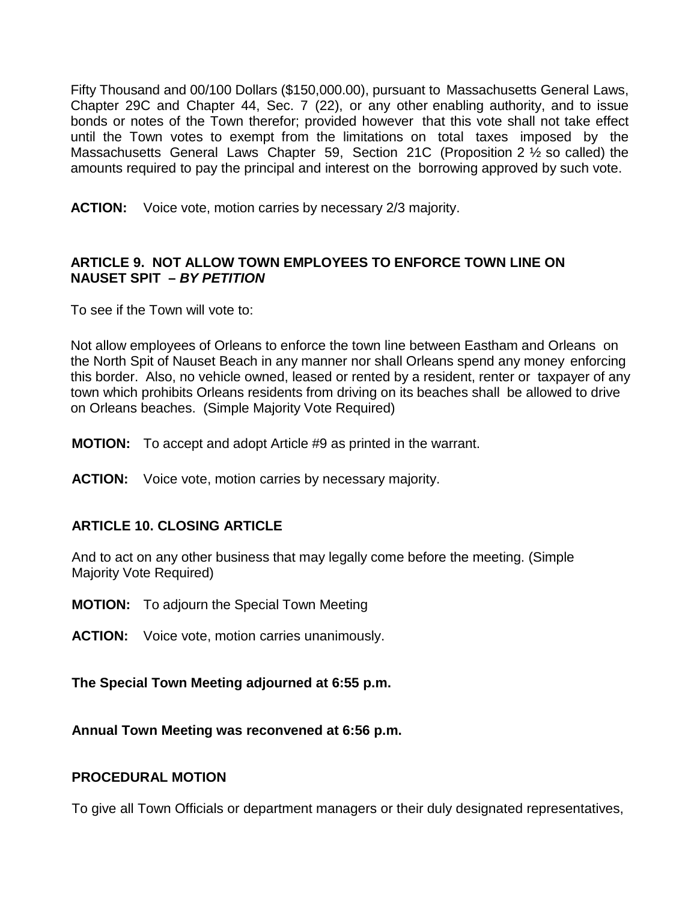Fifty Thousand and 00/100 Dollars ($150,000.00), pursuant to Massachusetts General Laws, Chapter 29C and Chapter 44, Sec. 7 (22), or any other enabling authority, and to issue bonds or notes of the Town therefor; provided however that this vote shall not take effect until the Town votes to exempt from the limitations on total taxes imposed by the Massachusetts General Laws Chapter 59, Section 21C (Proposition 2 ½ so called) the amounts required to pay the principal and interest on the borrowing approved by such vote.

**ACTION:** Voice vote, motion carries by necessary 2/3 majority.

### ARTICLE 9. NOT ALLOW TOWN EMPLOYEES TO ENFORCE TOWN LINE ON NAUSET SPIT – *BY PETITION*

To see if the Town will vote to:

Not allow employees of Orleans to enforce the town line between Eastham and Orleans on the North Spit of Nauset Beach in any manner nor shall Orleans spend any money enforcing this border. Also, no vehicle owned, leased or rented by a resident, renter or taxpayer of any town which prohibits Orleans residents from driving on its beaches shall be allowed to drive on Orleans beaches. (Simple Majority Vote Required)

**MOTION:** To accept and adopt Article #9 as printed in the warrant.

**ACTION:** Voice vote, motion carries by necessary majority.

### ARTICLE 10. CLOSING ARTICLE

And to act on any other business that may legally come before the meeting. (Simple Majority Vote Required)

**MOTION:** To adjourn the Special Town Meeting

**ACTION:** Voice vote, motion carries unanimously.

**The Special Town Meeting adjourned at 6:55 p.m.**

**Annual Town Meeting was reconvened at 6:56 p.m.**

### PROCEDURAL MOTION

To give all Town Officials or department managers or their duly designated representatives,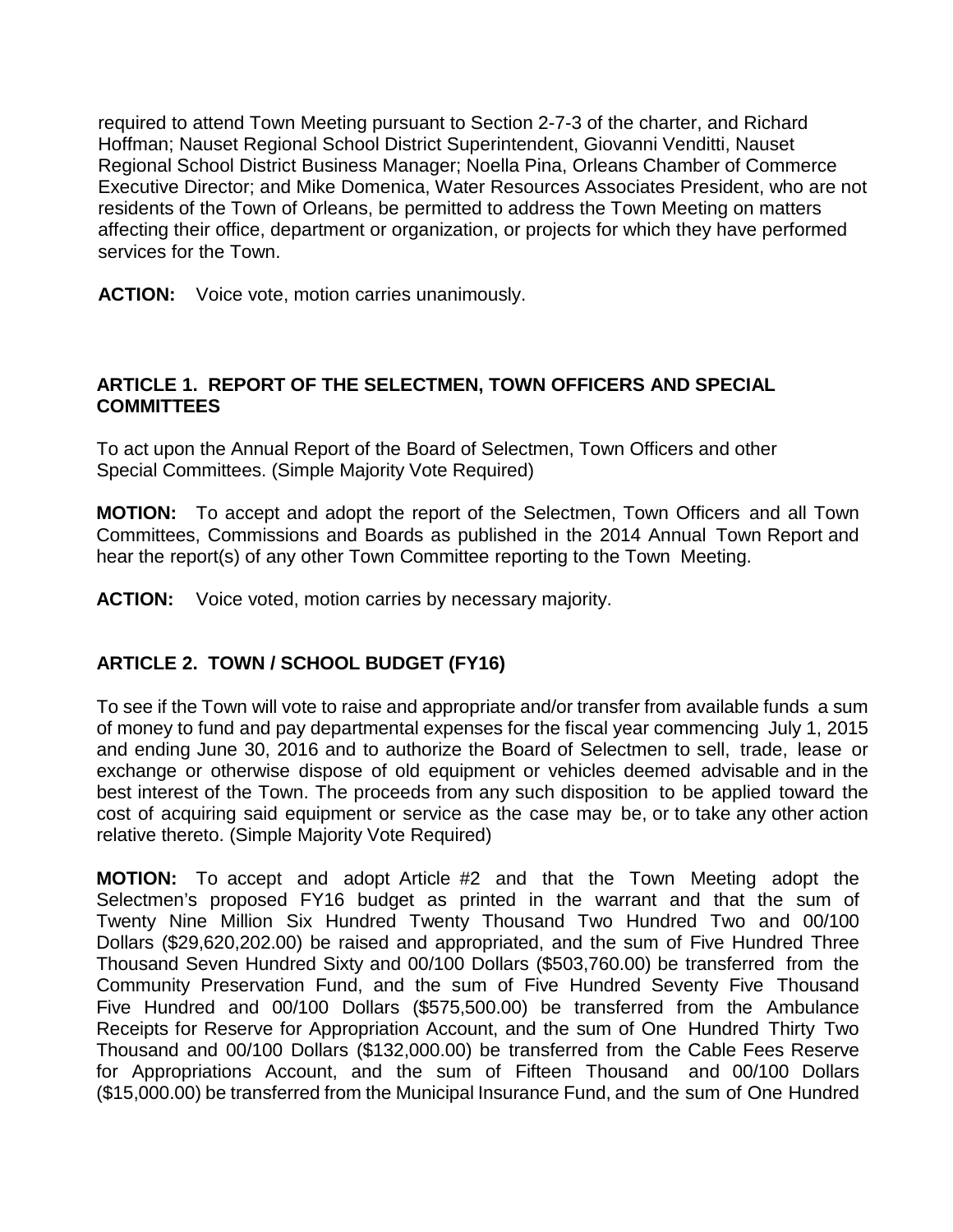required to attend Town Meeting pursuant to Section 2-7-3 of the charter, and Richard Hoffman; Nauset Regional School District Superintendent, Giovanni Venditti, Nauset Regional School District Business Manager; Noella Pina, Orleans Chamber of Commerce Executive Director; and Mike Domenica, Water Resources Associates President, who are not residents of the Town of Orleans, be permitted to address the Town Meeting on matters affecting their office, department or organization, or projects for which they have performed services for the Town.

**ACTION:** Voice vote, motion carries unanimously.

### ARTICLE 1. REPORT OF THE SELECTMEN, TOWN OFFICERS AND SPECIAL COMMITTEES

To act upon the Annual Report of the Board of Selectmen, Town Officers and other Special Committees. (Simple Majority Vote Required)

**MOTION:** To accept and adopt the report of the Selectmen, Town Officers and all Town Committees, Commissions and Boards as published in the 2014 Annual Town Report and hear the report(s) of any other Town Committee reporting to the Town Meeting.

**ACTION:** Voice voted, motion carries by necessary majority.

### ARTICLE 2. TOWN / SCHOOL BUDGET (FY16)

To see if the Town will vote to raise and appropriate and/or transfer from available funds a sum of money to fund and pay departmental expenses for the fiscal year commencing July 1, 2015 and ending June 30, 2016 and to authorize the Board of Selectmen to sell, trade, lease or exchange or otherwise dispose of old equipment or vehicles deemed advisable and in the best interest of the Town. The proceeds from any such disposition to be applied toward the cost of acquiring said equipment or service as the case may be, or to take any other action relative thereto. (Simple Majority Vote Required)

**MOTION:** To accept and adopt Article #2 and that the Town Meeting adopt the Selectmen's proposed FY16 budget as printed in the warrant and that the sum of Twenty Nine Million Six Hundred Twenty Thousand Two Hundred Two and 00/100 Dollars ($29,620,202.00) be raised and appropriated, and the sum of Five Hundred Three Thousand Seven Hundred Sixty and 00/100 Dollars ($503,760.00) be transferred from the Community Preservation Fund, and the sum of Five Hundred Seventy Five Thousand Five Hundred and 00/100 Dollars ($575,500.00) be transferred from the Ambulance Receipts for Reserve for Appropriation Account, and the sum of One Hundred Thirty Two Thousand and 00/100 Dollars ($132,000.00) be transferred from the Cable Fees Reserve for Appropriations Account, and the sum of Fifteen Thousand and 00/100 Dollars ($15,000.00) be transferred from the Municipal Insurance Fund, and the sum of One Hundred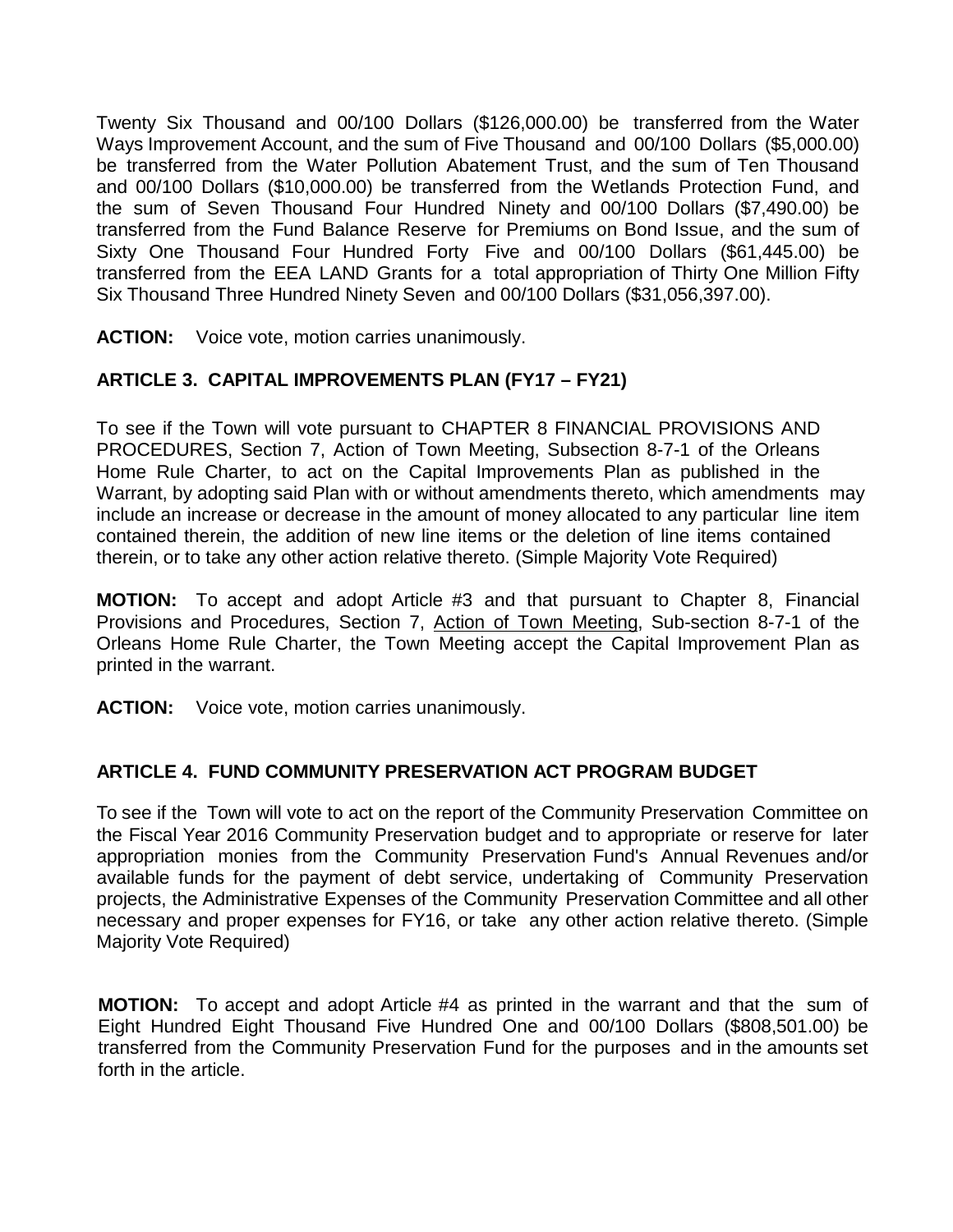Twenty Six Thousand and 00/100 Dollars ($126,000.00) be transferred from the Water Ways Improvement Account, and the sum of Five Thousand and 00/100 Dollars ($5,000.00) be transferred from the Water Pollution Abatement Trust, and the sum of Ten Thousand and 00/100 Dollars ($10,000.00) be transferred from the Wetlands Protection Fund, and the sum of Seven Thousand Four Hundred Ninety and 00/100 Dollars ($7,490.00) be transferred from the Fund Balance Reserve for Premiums on Bond Issue, and the sum of Sixty One Thousand Four Hundred Forty Five and 00/100 Dollars ($61,445.00) be transferred from the EEA LAND Grants for a total appropriation of Thirty One Million Fifty Six Thousand Three Hundred Ninety Seven and 00/100 Dollars ($31,056,397.00).

**ACTION:** Voice vote, motion carries unanimously.

### ARTICLE 3. CAPITAL IMPROVEMENTS PLAN (FY17 – FY21)

To see if the Town will vote pursuant to CHAPTER 8 FINANCIAL PROVISIONS AND PROCEDURES, Section 7, Action of Town Meeting, Subsection 8-7-1 of the Orleans Home Rule Charter, to act on the Capital Improvements Plan as published in the Warrant, by adopting said Plan with or without amendments thereto, which amendments may include an increase or decrease in the amount of money allocated to any particular line item contained therein, the addition of new line items or the deletion of line items contained therein, or to take any other action relative thereto. (Simple Majority Vote Required)

**MOTION:** To accept and adopt Article #3 and that pursuant to Chapter 8, Financial Provisions and Procedures, Section 7, Action of Town Meeting, Sub-section 8-7-1 of the Orleans Home Rule Charter, the Town Meeting accept the Capital Improvement Plan as printed in the warrant.

**ACTION:** Voice vote, motion carries unanimously.

### ARTICLE 4. FUND COMMUNITY PRESERVATION ACT PROGRAM BUDGET

To see if the Town will vote to act on the report of the Community Preservation Committee on the Fiscal Year 2016 Community Preservation budget and to appropriate or reserve for later appropriation monies from the Community Preservation Fund's Annual Revenues and/or available funds for the payment of debt service, undertaking of Community Preservation projects, the Administrative Expenses of the Community Preservation Committee and all other necessary and proper expenses for FY16, or take any other action relative thereto. (Simple Majority Vote Required)

**MOTION:** To accept and adopt Article #4 as printed in the warrant and that the sum of Eight Hundred Eight Thousand Five Hundred One and 00/100 Dollars ($808,501.00) be transferred from the Community Preservation Fund for the purposes and in the amounts set forth in the article.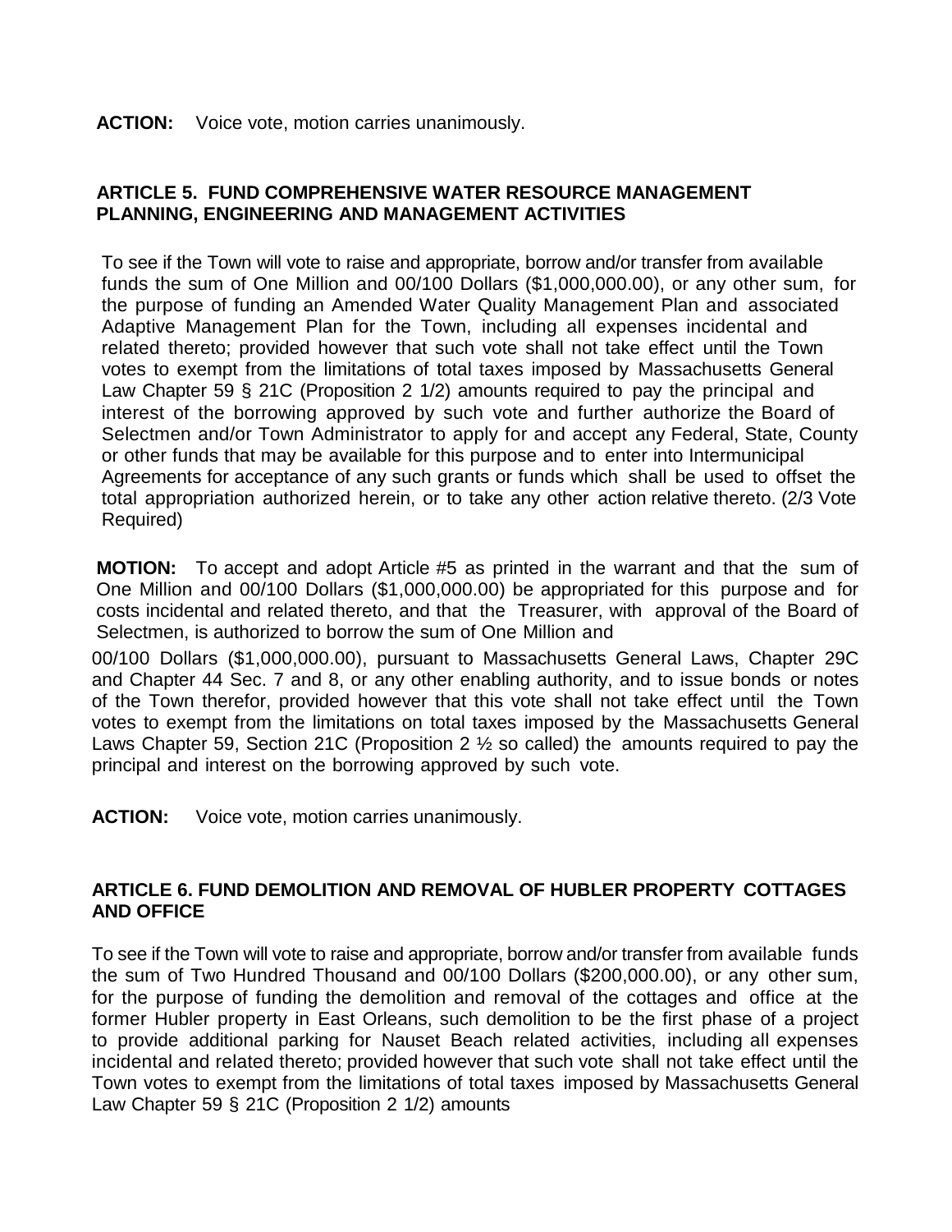**ACTION:** Voice vote, motion carries unanimously.

## ARTICLE 5. FUND COMPREHENSIVE WATER RESOURCE MANAGEMENT PLANNING, ENGINEERING AND MANAGEMENT ACTIVITIES

To see if the Town will vote to raise and appropriate, borrow and/or transfer from available funds the sum of One Million and 00/100 Dollars ($1,000,000.00), or any other sum, for the purpose of funding an Amended Water Quality Management Plan and associated Adaptive Management Plan for the Town, including all expenses incidental and related thereto; provided however that such vote shall not take effect until the Town votes to exempt from the limitations of total taxes imposed by Massachusetts General Law Chapter 59 § 21C (Proposition 2 1/2) amounts required to pay the principal and interest of the borrowing approved by such vote and further authorize the Board of Selectmen and/or Town Administrator to apply for and accept any Federal, State, County or other funds that may be available for this purpose and to enter into Intermunicipal Agreements for acceptance of any such grants or funds which shall be used to offset the total appropriation authorized herein, or to take any other action relative thereto. (2/3 Vote Required)

**MOTION:** To accept and adopt Article #5 as printed in the warrant and that the sum of One Million and 00/100 Dollars ($1,000,000.00) be appropriated for this purpose and for costs incidental and related thereto, and that the Treasurer, with approval of the Board of Selectmen, is authorized to borrow the sum of One Million and 00/100 Dollars ($1,000,000.00), pursuant to Massachusetts General Laws, Chapter 29C and Chapter 44 Sec. 7 and 8, or any other enabling authority, and to issue bonds or notes of the Town therefor, provided however that this vote shall not take effect until the Town votes to exempt from the limitations on total taxes imposed by the Massachusetts General Laws Chapter 59, Section 21C (Proposition 2 ½ so called) the amounts required to pay the principal and interest on the borrowing approved by such vote.

**ACTION:** Voice vote, motion carries unanimously.

## ARTICLE 6. FUND DEMOLITION AND REMOVAL OF HUBLER PROPERTY COTTAGES AND OFFICE

To see if the Town will vote to raise and appropriate, borrow and/or transfer from available funds the sum of Two Hundred Thousand and 00/100 Dollars ($200,000.00), or any other sum, for the purpose of funding the demolition and removal of the cottages and office at the former Hubler property in East Orleans, such demolition to be the first phase of a project to provide additional parking for Nauset Beach related activities, including all expenses incidental and related thereto; provided however that such vote shall not take effect until the Town votes to exempt from the limitations of total taxes imposed by Massachusetts General Law Chapter 59 § 21C (Proposition 2 1/2) amounts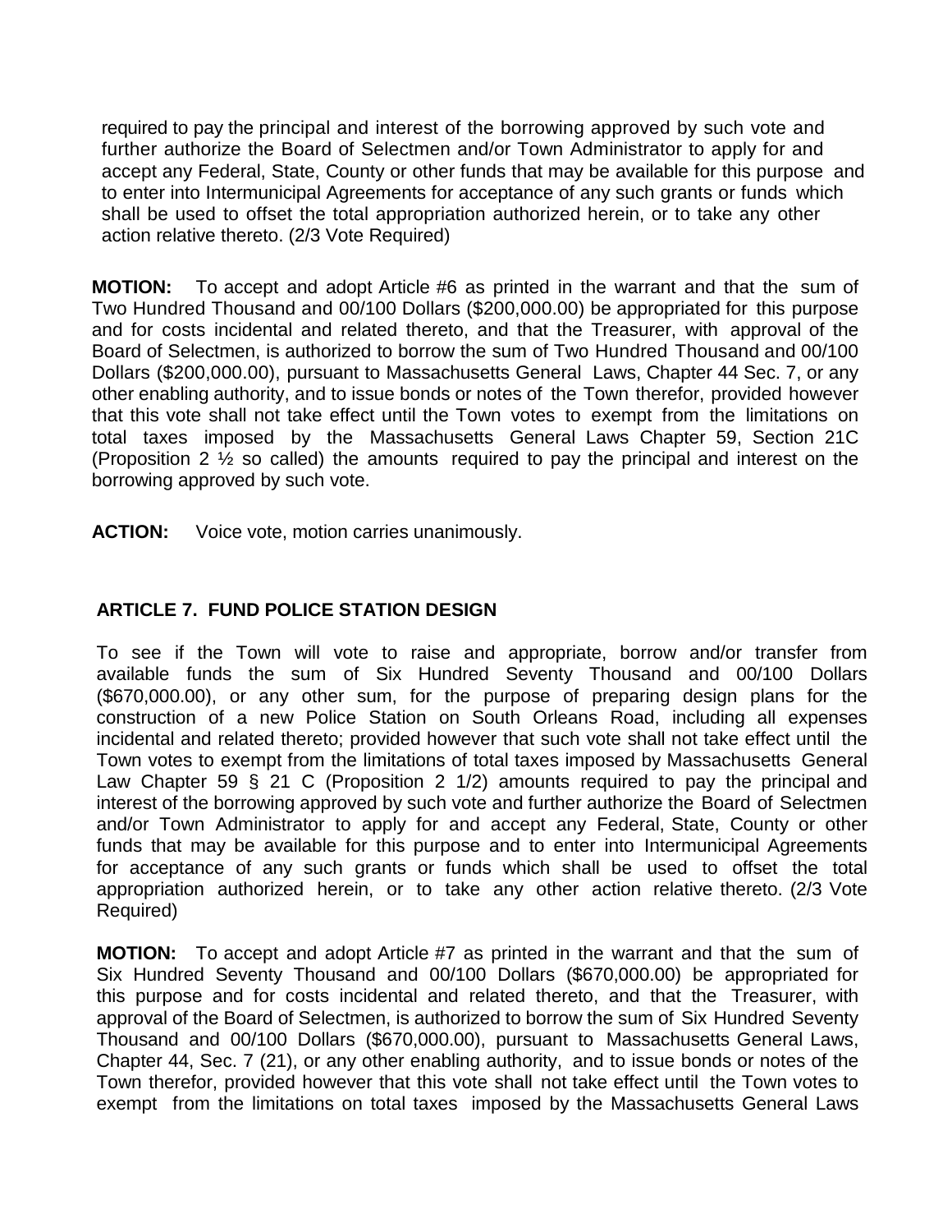required to pay the principal and interest of the borrowing approved by such vote and further authorize the Board of Selectmen and/or Town Administrator to apply for and accept any Federal, State, County or other funds that may be available for this purpose and to enter into Intermunicipal Agreements for acceptance of any such grants or funds which shall be used to offset the total appropriation authorized herein, or to take any other action relative thereto. (2/3 Vote Required)

**MOTION:** To accept and adopt Article #6 as printed in the warrant and that the sum of Two Hundred Thousand and 00/100 Dollars ($200,000.00) be appropriated for this purpose and for costs incidental and related thereto, and that the Treasurer, with approval of the Board of Selectmen, is authorized to borrow the sum of Two Hundred Thousand and 00/100 Dollars ($200,000.00), pursuant to Massachusetts General Laws, Chapter 44 Sec. 7, or any other enabling authority, and to issue bonds or notes of the Town therefor, provided however that this vote shall not take effect until the Town votes to exempt from the limitations on total taxes imposed by the Massachusetts General Laws Chapter 59, Section 21C (Proposition 2 ½ so called) the amounts required to pay the principal and interest on the borrowing approved by such vote.

**ACTION:** Voice vote, motion carries unanimously.

## ARTICLE 7. FUND POLICE STATION DESIGN

To see if the Town will vote to raise and appropriate, borrow and/or transfer from available funds the sum of Six Hundred Seventy Thousand and 00/100 Dollars ($670,000.00), or any other sum, for the purpose of preparing design plans for the construction of a new Police Station on South Orleans Road, including all expenses incidental and related thereto; provided however that such vote shall not take effect until the Town votes to exempt from the limitations of total taxes imposed by Massachusetts General Law Chapter 59 § 21 C (Proposition 2 1/2) amounts required to pay the principal and interest of the borrowing approved by such vote and further authorize the Board of Selectmen and/or Town Administrator to apply for and accept any Federal, State, County or other funds that may be available for this purpose and to enter into Intermunicipal Agreements for acceptance of any such grants or funds which shall be used to offset the total appropriation authorized herein, or to take any other action relative thereto. (2/3 Vote Required)

**MOTION:** To accept and adopt Article #7 as printed in the warrant and that the sum of Six Hundred Seventy Thousand and 00/100 Dollars ($670,000.00) be appropriated for this purpose and for costs incidental and related thereto, and that the Treasurer, with approval of the Board of Selectmen, is authorized to borrow the sum of Six Hundred Seventy Thousand and 00/100 Dollars ($670,000.00), pursuant to Massachusetts General Laws, Chapter 44, Sec. 7 (21), or any other enabling authority, and to issue bonds or notes of the Town therefor, provided however that this vote shall not take effect until the Town votes to exempt from the limitations on total taxes imposed by the Massachusetts General Laws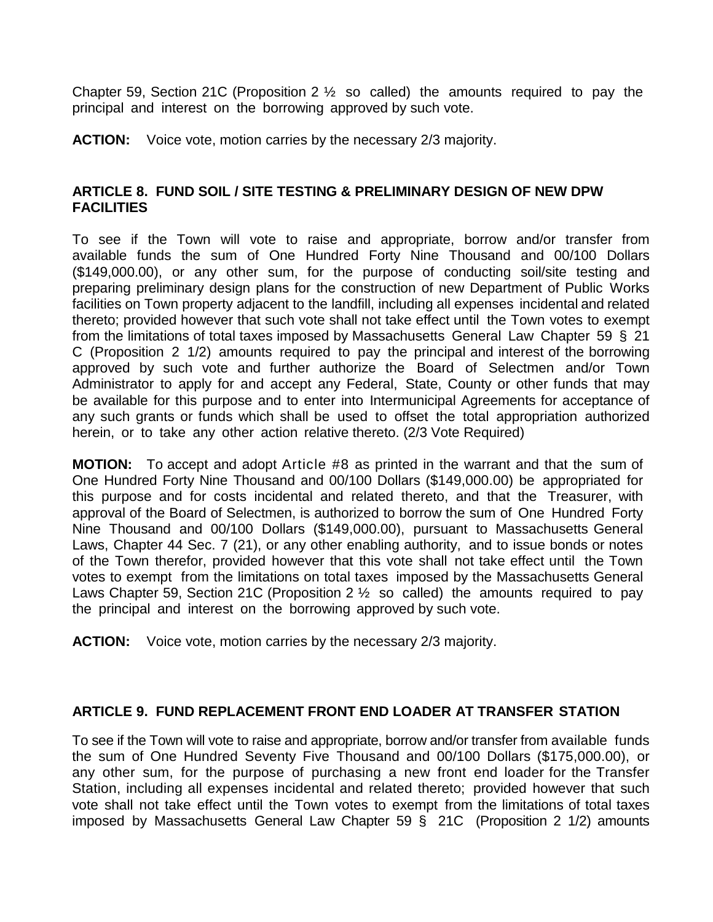Chapter 59, Section 21C (Proposition 2 ½ so called) the amounts required to pay the principal and interest on the borrowing approved by such vote.

**ACTION:** Voice vote, motion carries by the necessary 2/3 majority.

## ARTICLE 8. FUND SOIL / SITE TESTING & PRELIMINARY DESIGN OF NEW DPW FACILITIES

To see if the Town will vote to raise and appropriate, borrow and/or transfer from available funds the sum of One Hundred Forty Nine Thousand and 00/100 Dollars ($149,000.00), or any other sum, for the purpose of conducting soil/site testing and preparing preliminary design plans for the construction of new Department of Public Works facilities on Town property adjacent to the landfill, including all expenses incidental and related thereto; provided however that such vote shall not take effect until the Town votes to exempt from the limitations of total taxes imposed by Massachusetts General Law Chapter 59 § 21 C (Proposition 2 1/2) amounts required to pay the principal and interest of the borrowing approved by such vote and further authorize the Board of Selectmen and/or Town Administrator to apply for and accept any Federal, State, County or other funds that may be available for this purpose and to enter into Intermunicipal Agreements for acceptance of any such grants or funds which shall be used to offset the total appropriation authorized herein, or to take any other action relative thereto. (2/3 Vote Required)

**MOTION:** To accept and adopt Article #8 as printed in the warrant and that the sum of One Hundred Forty Nine Thousand and 00/100 Dollars ($149,000.00) be appropriated for this purpose and for costs incidental and related thereto, and that the Treasurer, with approval of the Board of Selectmen, is authorized to borrow the sum of One Hundred Forty Nine Thousand and 00/100 Dollars ($149,000.00), pursuant to Massachusetts General Laws, Chapter 44 Sec. 7 (21), or any other enabling authority, and to issue bonds or notes of the Town therefor, provided however that this vote shall not take effect until the Town votes to exempt from the limitations on total taxes imposed by the Massachusetts General Laws Chapter 59, Section 21C (Proposition 2 ½ so called) the amounts required to pay the principal and interest on the borrowing approved by such vote.

**ACTION:** Voice vote, motion carries by the necessary 2/3 majority.

## ARTICLE 9. FUND REPLACEMENT FRONT END LOADER AT TRANSFER STATION

To see if the Town will vote to raise and appropriate, borrow and/or transfer from available funds the sum of One Hundred Seventy Five Thousand and 00/100 Dollars ($175,000.00), or any other sum, for the purpose of purchasing a new front end loader for the Transfer Station, including all expenses incidental and related thereto; provided however that such vote shall not take effect until the Town votes to exempt from the limitations of total taxes imposed by Massachusetts General Law Chapter 59 § 21C (Proposition 2 1/2) amounts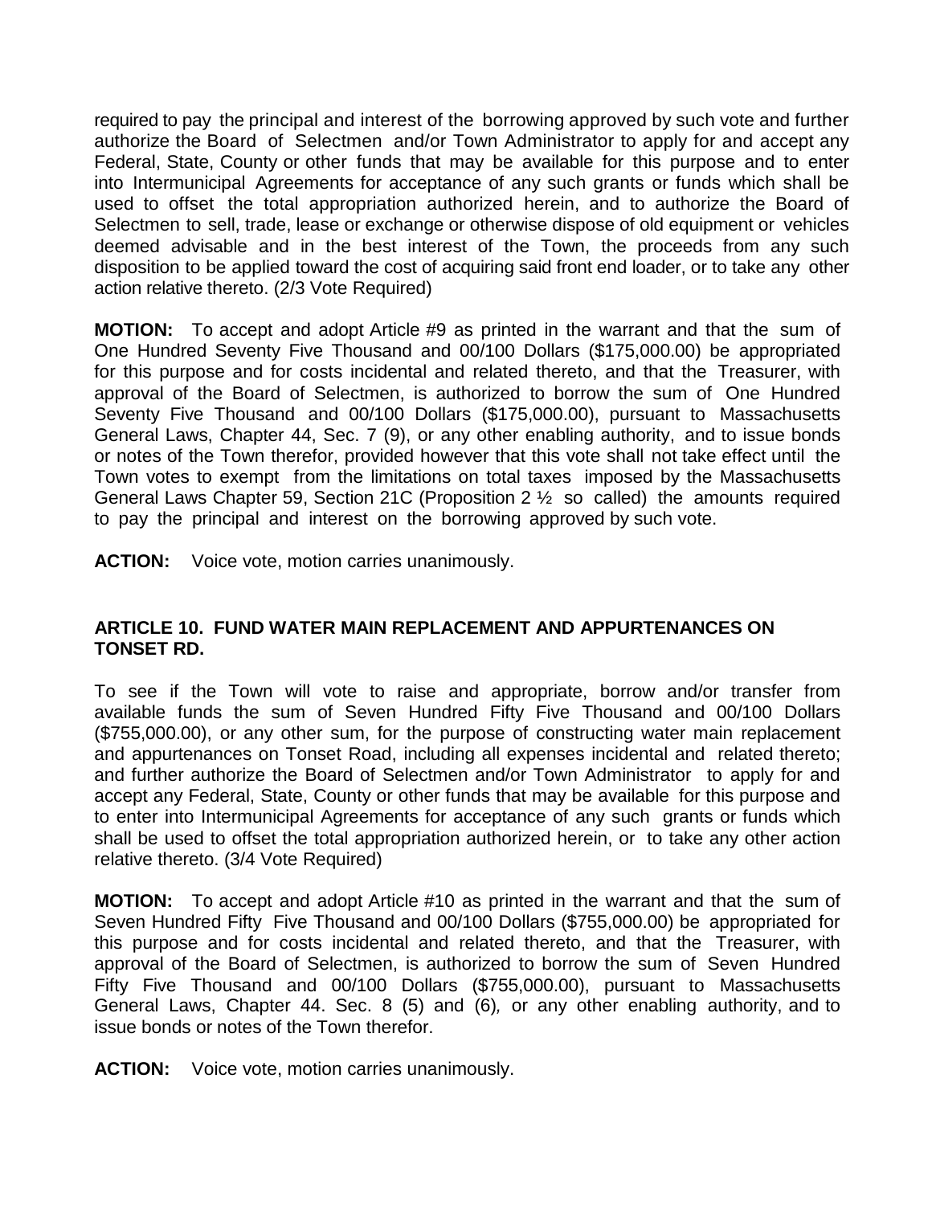required to pay the principal and interest of the borrowing approved by such vote and further authorize the Board of Selectmen and/or Town Administrator to apply for and accept any Federal, State, County or other funds that may be available for this purpose and to enter into Intermunicipal Agreements for acceptance of any such grants or funds which shall be used to offset the total appropriation authorized herein, and to authorize the Board of Selectmen to sell, trade, lease or exchange or otherwise dispose of old equipment or vehicles deemed advisable and in the best interest of the Town, the proceeds from any such disposition to be applied toward the cost of acquiring said front end loader, or to take any other action relative thereto. (2/3 Vote Required)

**MOTION:** To accept and adopt Article #9 as printed in the warrant and that the sum of One Hundred Seventy Five Thousand and 00/100 Dollars ($175,000.00) be appropriated for this purpose and for costs incidental and related thereto, and that the Treasurer, with approval of the Board of Selectmen, is authorized to borrow the sum of One Hundred Seventy Five Thousand and 00/100 Dollars ($175,000.00), pursuant to Massachusetts General Laws, Chapter 44, Sec. 7 (9), or any other enabling authority, and to issue bonds or notes of the Town therefor, provided however that this vote shall not take effect until the Town votes to exempt from the limitations on total taxes imposed by the Massachusetts General Laws Chapter 59, Section 21C (Proposition 2 ½ so called) the amounts required to pay the principal and interest on the borrowing approved by such vote.

**ACTION:** Voice vote, motion carries unanimously.

**ARTICLE 10. FUND WATER MAIN REPLACEMENT AND APPURTENANCES ON TONSET RD.**

To see if the Town will vote to raise and appropriate, borrow and/or transfer from available funds the sum of Seven Hundred Fifty Five Thousand and 00/100 Dollars ($755,000.00), or any other sum, for the purpose of constructing water main replacement and appurtenances on Tonset Road, including all expenses incidental and related thereto; and further authorize the Board of Selectmen and/or Town Administrator to apply for and accept any Federal, State, County or other funds that may be available for this purpose and to enter into Intermunicipal Agreements for acceptance of any such grants or funds which shall be used to offset the total appropriation authorized herein, or to take any other action relative thereto. (3/4 Vote Required)

**MOTION:** To accept and adopt Article #10 as printed in the warrant and that the sum of Seven Hundred Fifty Five Thousand and 00/100 Dollars ($755,000.00) be appropriated for this purpose and for costs incidental and related thereto, and that the Treasurer, with approval of the Board of Selectmen, is authorized to borrow the sum of Seven Hundred Fifty Five Thousand and 00/100 Dollars ($755,000.00), pursuant to Massachusetts General Laws, Chapter 44. Sec. 8 (5) and (6), or any other enabling authority, and to issue bonds or notes of the Town therefor.

**ACTION:** Voice vote, motion carries unanimously.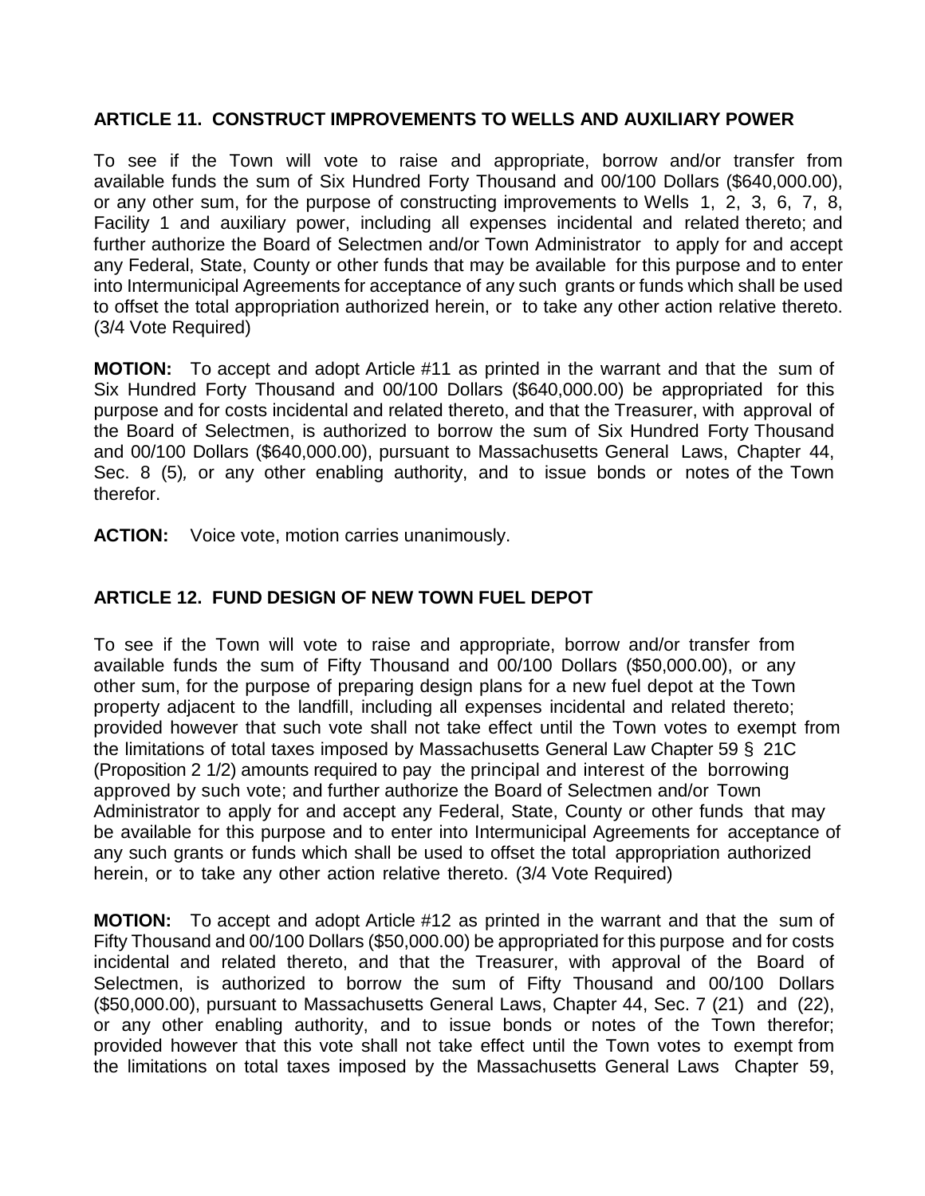### ARTICLE 11. CONSTRUCT IMPROVEMENTS TO WELLS AND AUXILIARY POWER

To see if the Town will vote to raise and appropriate, borrow and/or transfer from available funds the sum of Six Hundred Forty Thousand and 00/100 Dollars ($640,000.00), or any other sum, for the purpose of constructing improvements to Wells 1, 2, 3, 6, 7, 8, Facility 1 and auxiliary power, including all expenses incidental and related thereto; and further authorize the Board of Selectmen and/or Town Administrator to apply for and accept any Federal, State, County or other funds that may be available for this purpose and to enter into Intermunicipal Agreements for acceptance of any such grants or funds which shall be used to offset the total appropriation authorized herein, or to take any other action relative thereto. (3/4 Vote Required)

**MOTION:** To accept and adopt Article #11 as printed in the warrant and that the sum of Six Hundred Forty Thousand and 00/100 Dollars ($640,000.00) be appropriated for this purpose and for costs incidental and related thereto, and that the Treasurer, with approval of the Board of Selectmen, is authorized to borrow the sum of Six Hundred Forty Thousand and 00/100 Dollars ($640,000.00), pursuant to Massachusetts General Laws, Chapter 44, Sec. 8 (5)*,* or any other enabling authority, and to issue bonds or notes of the Town therefor.

**ACTION:** Voice vote, motion carries unanimously.

### ARTICLE 12. FUND DESIGN OF NEW TOWN FUEL DEPOT

To see if the Town will vote to raise and appropriate, borrow and/or transfer from available funds the sum of Fifty Thousand and 00/100 Dollars ($50,000.00), or any other sum, for the purpose of preparing design plans for a new fuel depot at the Town property adjacent to the landfill, including all expenses incidental and related thereto; provided however that such vote shall not take effect until the Town votes to exempt from the limitations of total taxes imposed by Massachusetts General Law Chapter 59 § 21C (Proposition 2 1/2) amounts required to pay the principal and interest of the borrowing approved by such vote; and further authorize the Board of Selectmen and/or Town Administrator to apply for and accept any Federal, State, County or other funds that may be available for this purpose and to enter into Intermunicipal Agreements for acceptance of any such grants or funds which shall be used to offset the total appropriation authorized herein, or to take any other action relative thereto. (3/4 Vote Required)

**MOTION:** To accept and adopt Article #12 as printed in the warrant and that the sum of Fifty Thousand and 00/100 Dollars ($50,000.00) be appropriated for this purpose and for costs incidental and related thereto, and that the Treasurer, with approval of the Board of Selectmen, is authorized to borrow the sum of Fifty Thousand and 00/100 Dollars ($50,000.00), pursuant to Massachusetts General Laws, Chapter 44, Sec. 7 (21) and (22), or any other enabling authority, and to issue bonds or notes of the Town therefor; provided however that this vote shall not take effect until the Town votes to exempt from the limitations on total taxes imposed by the Massachusetts General Laws Chapter 59,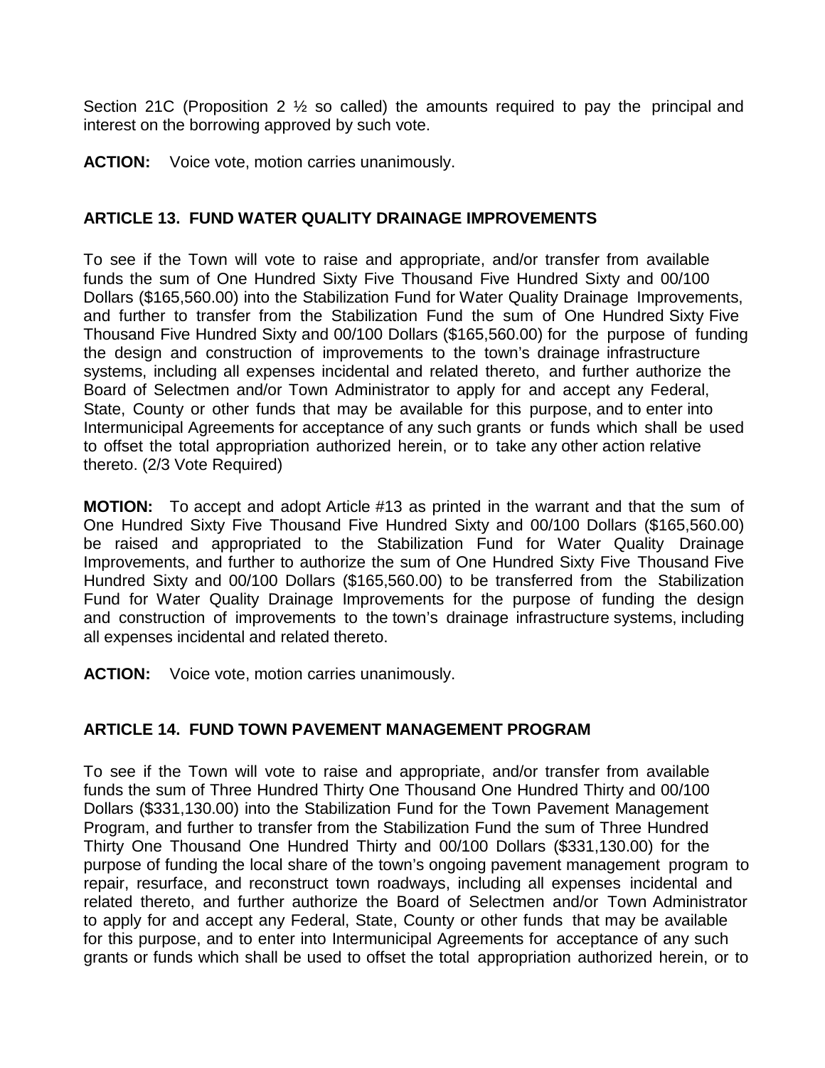Section 21C (Proposition 2 ½ so called) the amounts required to pay the principal and interest on the borrowing approved by such vote.

**ACTION:** Voice vote, motion carries unanimously.

## ARTICLE 13. FUND WATER QUALITY DRAINAGE IMPROVEMENTS

To see if the Town will vote to raise and appropriate, and/or transfer from available funds the sum of One Hundred Sixty Five Thousand Five Hundred Sixty and 00/100 Dollars ($165,560.00) into the Stabilization Fund for Water Quality Drainage Improvements, and further to transfer from the Stabilization Fund the sum of One Hundred Sixty Five Thousand Five Hundred Sixty and 00/100 Dollars ($165,560.00) for the purpose of funding the design and construction of improvements to the town's drainage infrastructure systems, including all expenses incidental and related thereto, and further authorize the Board of Selectmen and/or Town Administrator to apply for and accept any Federal, State, County or other funds that may be available for this purpose, and to enter into Intermunicipal Agreements for acceptance of any such grants or funds which shall be used to offset the total appropriation authorized herein, or to take any other action relative thereto. (2/3 Vote Required)

**MOTION:** To accept and adopt Article #13 as printed in the warrant and that the sum of One Hundred Sixty Five Thousand Five Hundred Sixty and 00/100 Dollars ($165,560.00) be raised and appropriated to the Stabilization Fund for Water Quality Drainage Improvements, and further to authorize the sum of One Hundred Sixty Five Thousand Five Hundred Sixty and 00/100 Dollars ($165,560.00) to be transferred from the Stabilization Fund for Water Quality Drainage Improvements for the purpose of funding the design and construction of improvements to the town's drainage infrastructure systems, including all expenses incidental and related thereto.

**ACTION:** Voice vote, motion carries unanimously.

## ARTICLE 14. FUND TOWN PAVEMENT MANAGEMENT PROGRAM

To see if the Town will vote to raise and appropriate, and/or transfer from available funds the sum of Three Hundred Thirty One Thousand One Hundred Thirty and 00/100 Dollars ($331,130.00) into the Stabilization Fund for the Town Pavement Management Program, and further to transfer from the Stabilization Fund the sum of Three Hundred Thirty One Thousand One Hundred Thirty and 00/100 Dollars ($331,130.00) for the purpose of funding the local share of the town's ongoing pavement management program to repair, resurface, and reconstruct town roadways, including all expenses incidental and related thereto, and further authorize the Board of Selectmen and/or Town Administrator to apply for and accept any Federal, State, County or other funds that may be available for this purpose, and to enter into Intermunicipal Agreements for acceptance of any such grants or funds which shall be used to offset the total appropriation authorized herein, or to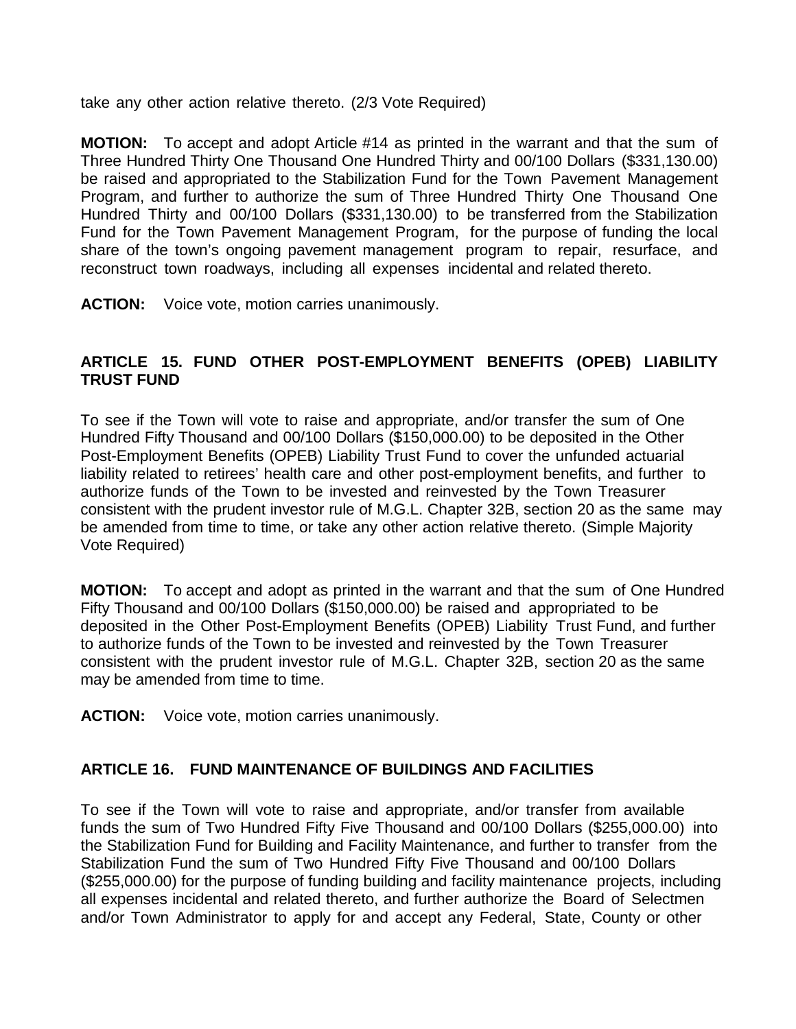take any other action relative thereto. (2/3 Vote Required)

**MOTION:** To accept and adopt Article #14 as printed in the warrant and that the sum of Three Hundred Thirty One Thousand One Hundred Thirty and 00/100 Dollars ($331,130.00) be raised and appropriated to the Stabilization Fund for the Town Pavement Management Program, and further to authorize the sum of Three Hundred Thirty One Thousand One Hundred Thirty and 00/100 Dollars ($331,130.00) to be transferred from the Stabilization Fund for the Town Pavement Management Program, for the purpose of funding the local share of the town's ongoing pavement management program to repair, resurface, and reconstruct town roadways, including all expenses incidental and related thereto.

**ACTION:** Voice vote, motion carries unanimously.

## ARTICLE 15. FUND OTHER POST-EMPLOYMENT BENEFITS (OPEB) LIABILITY TRUST FUND

To see if the Town will vote to raise and appropriate, and/or transfer the sum of One Hundred Fifty Thousand and 00/100 Dollars ($150,000.00) to be deposited in the Other Post-Employment Benefits (OPEB) Liability Trust Fund to cover the unfunded actuarial liability related to retirees' health care and other post-employment benefits, and further to authorize funds of the Town to be invested and reinvested by the Town Treasurer consistent with the prudent investor rule of M.G.L. Chapter 32B, section 20 as the same may be amended from time to time, or take any other action relative thereto. (Simple Majority Vote Required)

**MOTION:** To accept and adopt as printed in the warrant and that the sum of One Hundred Fifty Thousand and 00/100 Dollars ($150,000.00) be raised and appropriated to be deposited in the Other Post-Employment Benefits (OPEB) Liability Trust Fund, and further to authorize funds of the Town to be invested and reinvested by the Town Treasurer consistent with the prudent investor rule of M.G.L. Chapter 32B, section 20 as the same may be amended from time to time.

**ACTION:** Voice vote, motion carries unanimously.

## ARTICLE 16. FUND MAINTENANCE OF BUILDINGS AND FACILITIES

To see if the Town will vote to raise and appropriate, and/or transfer from available funds the sum of Two Hundred Fifty Five Thousand and 00/100 Dollars ($255,000.00) into the Stabilization Fund for Building and Facility Maintenance, and further to transfer from the Stabilization Fund the sum of Two Hundred Fifty Five Thousand and 00/100 Dollars ($255,000.00) for the purpose of funding building and facility maintenance projects, including all expenses incidental and related thereto, and further authorize the Board of Selectmen and/or Town Administrator to apply for and accept any Federal, State, County or other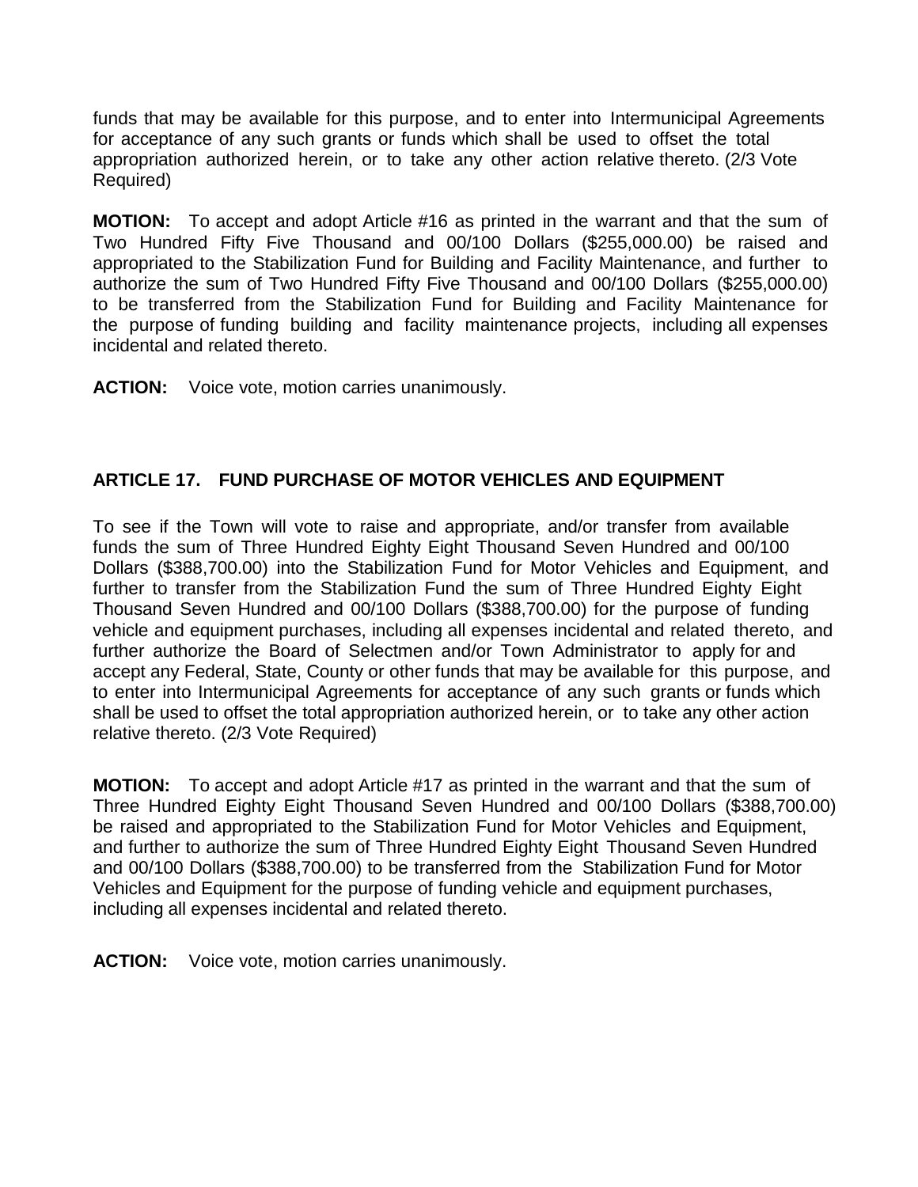funds that may be available for this purpose, and to enter into Intermunicipal Agreements for acceptance of any such grants or funds which shall be used to offset the total appropriation authorized herein, or to take any other action relative thereto. (2/3 Vote Required)

**MOTION:** To accept and adopt Article #16 as printed in the warrant and that the sum of Two Hundred Fifty Five Thousand and 00/100 Dollars ($255,000.00) be raised and appropriated to the Stabilization Fund for Building and Facility Maintenance, and further to authorize the sum of Two Hundred Fifty Five Thousand and 00/100 Dollars ($255,000.00) to be transferred from the Stabilization Fund for Building and Facility Maintenance for the purpose of funding building and facility maintenance projects, including all expenses incidental and related thereto.

**ACTION:** Voice vote, motion carries unanimously.

## ARTICLE 17. FUND PURCHASE OF MOTOR VEHICLES AND EQUIPMENT

To see if the Town will vote to raise and appropriate, and/or transfer from available funds the sum of Three Hundred Eighty Eight Thousand Seven Hundred and 00/100 Dollars ($388,700.00) into the Stabilization Fund for Motor Vehicles and Equipment, and further to transfer from the Stabilization Fund the sum of Three Hundred Eighty Eight Thousand Seven Hundred and 00/100 Dollars ($388,700.00) for the purpose of funding vehicle and equipment purchases, including all expenses incidental and related thereto, and further authorize the Board of Selectmen and/or Town Administrator to apply for and accept any Federal, State, County or other funds that may be available for this purpose, and to enter into Intermunicipal Agreements for acceptance of any such grants or funds which shall be used to offset the total appropriation authorized herein, or to take any other action relative thereto. (2/3 Vote Required)

**MOTION:** To accept and adopt Article #17 as printed in the warrant and that the sum of Three Hundred Eighty Eight Thousand Seven Hundred and 00/100 Dollars ($388,700.00) be raised and appropriated to the Stabilization Fund for Motor Vehicles and Equipment, and further to authorize the sum of Three Hundred Eighty Eight Thousand Seven Hundred and 00/100 Dollars ($388,700.00) to be transferred from the Stabilization Fund for Motor Vehicles and Equipment for the purpose of funding vehicle and equipment purchases, including all expenses incidental and related thereto.

**ACTION:** Voice vote, motion carries unanimously.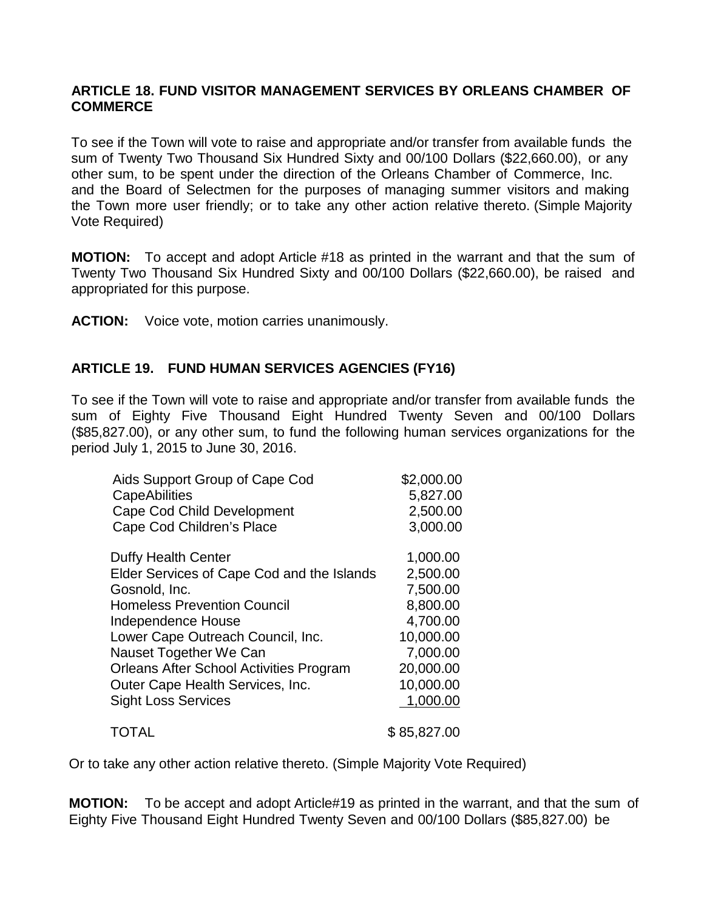### ARTICLE 18. FUND VISITOR MANAGEMENT SERVICES BY ORLEANS CHAMBER OF COMMERCE

To see if the Town will vote to raise and appropriate and/or transfer from available funds the sum of Twenty Two Thousand Six Hundred Sixty and 00/100 Dollars ($22,660.00), or any other sum, to be spent under the direction of the Orleans Chamber of Commerce, Inc. and the Board of Selectmen for the purposes of managing summer visitors and making the Town more user friendly; or to take any other action relative thereto. (Simple Majority Vote Required)

**MOTION:** To accept and adopt Article #18 as printed in the warrant and that the sum of Twenty Two Thousand Six Hundred Sixty and 00/100 Dollars ($22,660.00), be raised and appropriated for this purpose.

**ACTION:** Voice vote, motion carries unanimously.

### ARTICLE 19. FUND HUMAN SERVICES AGENCIES (FY16)

To see if the Town will vote to raise and appropriate and/or transfer from available funds the sum of Eighty Five Thousand Eight Hundred Twenty Seven and 00/100 Dollars ($85,827.00), or any other sum, to fund the following human services organizations for the period July 1, 2015 to June 30, 2016.

| Organization | Amount |
|---|---|
| Aids Support Group of Cape Cod | $2,000.00 |
| CapeAbilities | 5,827.00 |
| Cape Cod Child Development | 2,500.00 |
| Cape Cod Children's Place | 3,000.00 |
| Duffy Health Center | 1,000.00 |
| Elder Services of Cape Cod and the Islands | 2,500.00 |
| Gosnold, Inc. | 7,500.00 |
| Homeless Prevention Council | 8,800.00 |
| Independence House | 4,700.00 |
| Lower Cape Outreach Council, Inc. | 10,000.00 |
| Nauset Together We Can | 7,000.00 |
| Orleans After School Activities Program | 20,000.00 |
| Outer Cape Health Services, Inc. | 10,000.00 |
| Sight Loss Services | 1,000.00 |
| TOTAL | $ 85,827.00 |

Or to take any other action relative thereto. (Simple Majority Vote Required)

**MOTION:** To be accept and adopt Article#19 as printed in the warrant, and that the sum of Eighty Five Thousand Eight Hundred Twenty Seven and 00/100 Dollars ($85,827.00) be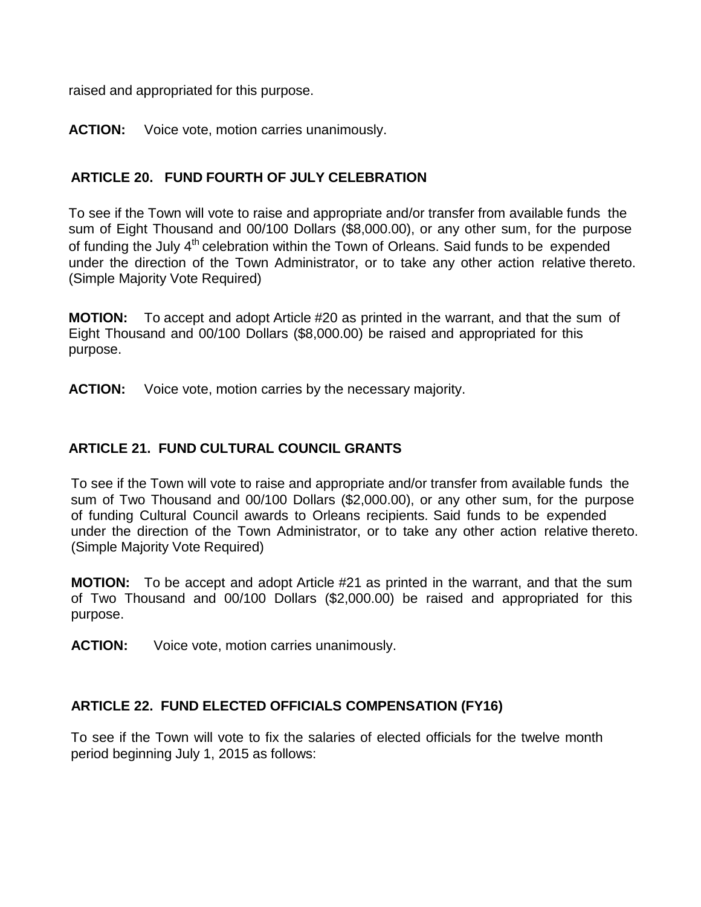raised and appropriated for this purpose.

**ACTION:** Voice vote, motion carries unanimously.

## ARTICLE 20. FUND FOURTH OF JULY CELEBRATION

To see if the Town will vote to raise and appropriate and/or transfer from available funds the sum of Eight Thousand and 00/100 Dollars ($8,000.00), or any other sum, for the purpose of funding the July 4th celebration within the Town of Orleans. Said funds to be expended under the direction of the Town Administrator, or to take any other action relative thereto. (Simple Majority Vote Required)

**MOTION:** To accept and adopt Article #20 as printed in the warrant, and that the sum of Eight Thousand and 00/100 Dollars ($8,000.00) be raised and appropriated for this purpose.

**ACTION:** Voice vote, motion carries by the necessary majority.

## ARTICLE 21. FUND CULTURAL COUNCIL GRANTS

To see if the Town will vote to raise and appropriate and/or transfer from available funds the sum of Two Thousand and 00/100 Dollars ($2,000.00), or any other sum, for the purpose of funding Cultural Council awards to Orleans recipients. Said funds to be expended under the direction of the Town Administrator, or to take any other action relative thereto. (Simple Majority Vote Required)

**MOTION:** To be accept and adopt Article #21 as printed in the warrant, and that the sum of Two Thousand and 00/100 Dollars ($2,000.00) be raised and appropriated for this purpose.

**ACTION:** Voice vote, motion carries unanimously.

## ARTICLE 22. FUND ELECTED OFFICIALS COMPENSATION (FY16)

To see if the Town will vote to fix the salaries of elected officials for the twelve month period beginning July 1, 2015 as follows: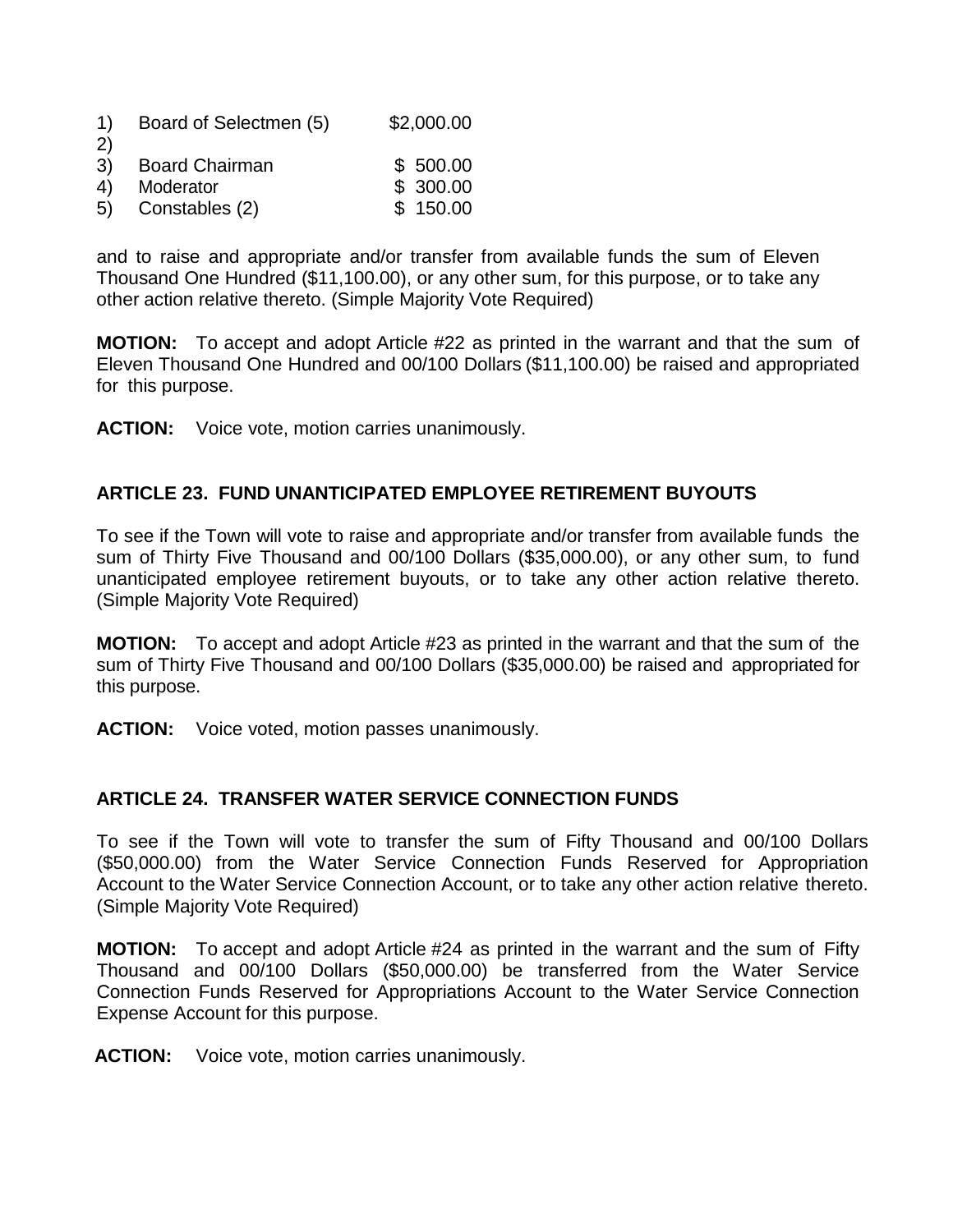1) Board of Selectmen (5) $2,000.00
2)
3) Board Chairman $ 500.00
4) Moderator $ 300.00
5) Constables (2) $ 150.00

and to raise and appropriate and/or transfer from available funds the sum of Eleven Thousand One Hundred ($11,100.00), or any other sum, for this purpose, or to take any other action relative thereto. (Simple Majority Vote Required)

**MOTION:** To accept and adopt Article #22 as printed in the warrant and that the sum of Eleven Thousand One Hundred and 00/100 Dollars ($11,100.00) be raised and appropriated for this purpose.

**ACTION:** Voice vote, motion carries unanimously.

## ARTICLE 23. FUND UNANTICIPATED EMPLOYEE RETIREMENT BUYOUTS

To see if the Town will vote to raise and appropriate and/or transfer from available funds the sum of Thirty Five Thousand and 00/100 Dollars ($35,000.00), or any other sum, to fund unanticipated employee retirement buyouts, or to take any other action relative thereto. (Simple Majority Vote Required)

**MOTION:** To accept and adopt Article #23 as printed in the warrant and that the sum of the sum of Thirty Five Thousand and 00/100 Dollars ($35,000.00) be raised and appropriated for this purpose.

**ACTION:** Voice voted, motion passes unanimously.

## ARTICLE 24. TRANSFER WATER SERVICE CONNECTION FUNDS

To see if the Town will vote to transfer the sum of Fifty Thousand and 00/100 Dollars ($50,000.00) from the Water Service Connection Funds Reserved for Appropriation Account to the Water Service Connection Account, or to take any other action relative thereto. (Simple Majority Vote Required)

**MOTION:** To accept and adopt Article #24 as printed in the warrant and the sum of Fifty Thousand and 00/100 Dollars ($50,000.00) be transferred from the Water Service Connection Funds Reserved for Appropriations Account to the Water Service Connection Expense Account for this purpose.

**ACTION:** Voice vote, motion carries unanimously.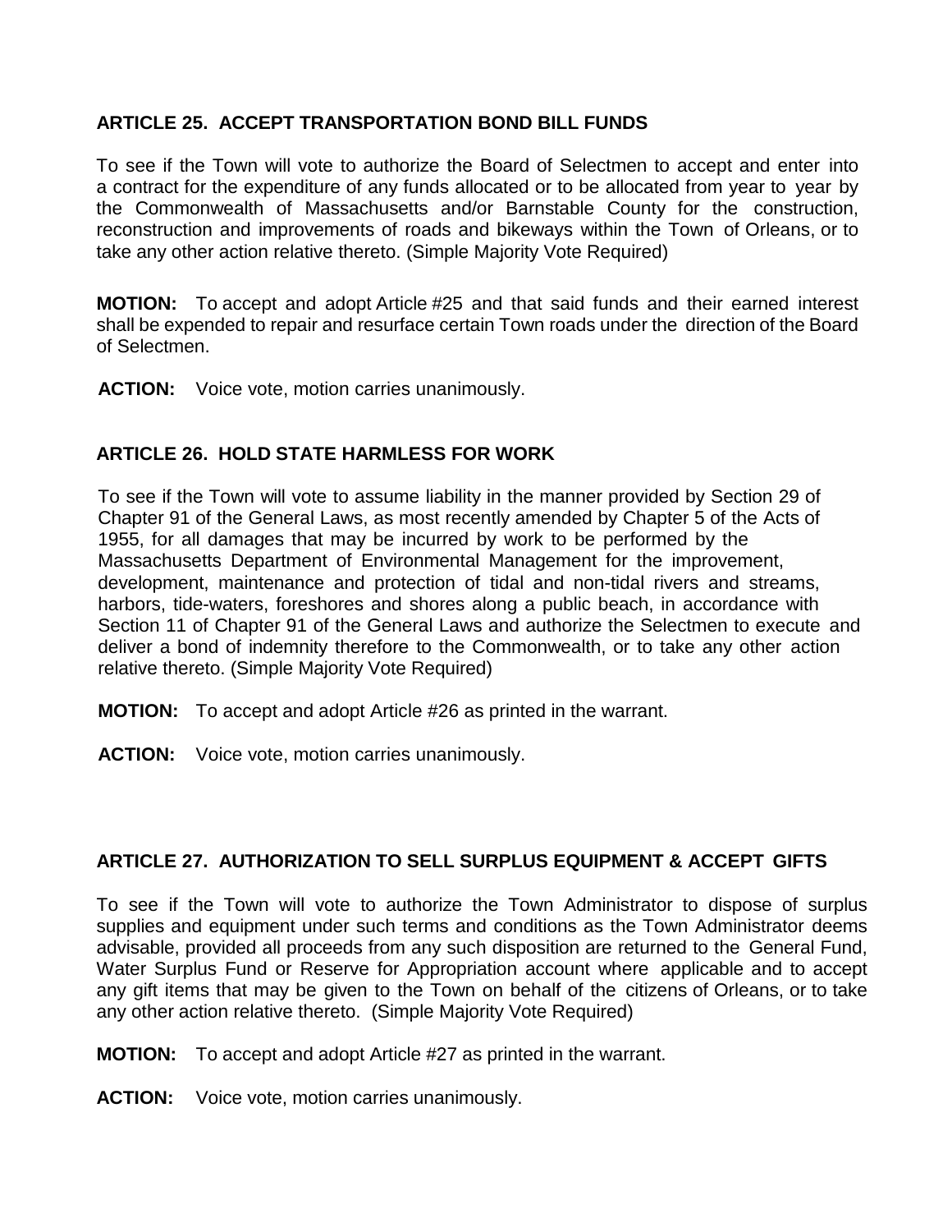### ARTICLE 25. ACCEPT TRANSPORTATION BOND BILL FUNDS

To see if the Town will vote to authorize the Board of Selectmen to accept and enter into a contract for the expenditure of any funds allocated or to be allocated from year to year by the Commonwealth of Massachusetts and/or Barnstable County for the construction, reconstruction and improvements of roads and bikeways within the Town of Orleans, or to take any other action relative thereto. (Simple Majority Vote Required)

**MOTION:** To accept and adopt Article #25 and that said funds and their earned interest shall be expended to repair and resurface certain Town roads under the direction of the Board of Selectmen.

**ACTION:** Voice vote, motion carries unanimously.

### ARTICLE 26. HOLD STATE HARMLESS FOR WORK

To see if the Town will vote to assume liability in the manner provided by Section 29 of Chapter 91 of the General Laws, as most recently amended by Chapter 5 of the Acts of 1955, for all damages that may be incurred by work to be performed by the Massachusetts Department of Environmental Management for the improvement, development, maintenance and protection of tidal and non-tidal rivers and streams, harbors, tide-waters, foreshores and shores along a public beach, in accordance with Section 11 of Chapter 91 of the General Laws and authorize the Selectmen to execute and deliver a bond of indemnity therefore to the Commonwealth, or to take any other action relative thereto. (Simple Majority Vote Required)

**MOTION:** To accept and adopt Article #26 as printed in the warrant.

**ACTION:** Voice vote, motion carries unanimously.

### ARTICLE 27. AUTHORIZATION TO SELL SURPLUS EQUIPMENT & ACCEPT GIFTS

To see if the Town will vote to authorize the Town Administrator to dispose of surplus supplies and equipment under such terms and conditions as the Town Administrator deems advisable, provided all proceeds from any such disposition are returned to the General Fund, Water Surplus Fund or Reserve for Appropriation account where applicable and to accept any gift items that may be given to the Town on behalf of the citizens of Orleans, or to take any other action relative thereto. (Simple Majority Vote Required)

**MOTION:** To accept and adopt Article #27 as printed in the warrant.

**ACTION:** Voice vote, motion carries unanimously.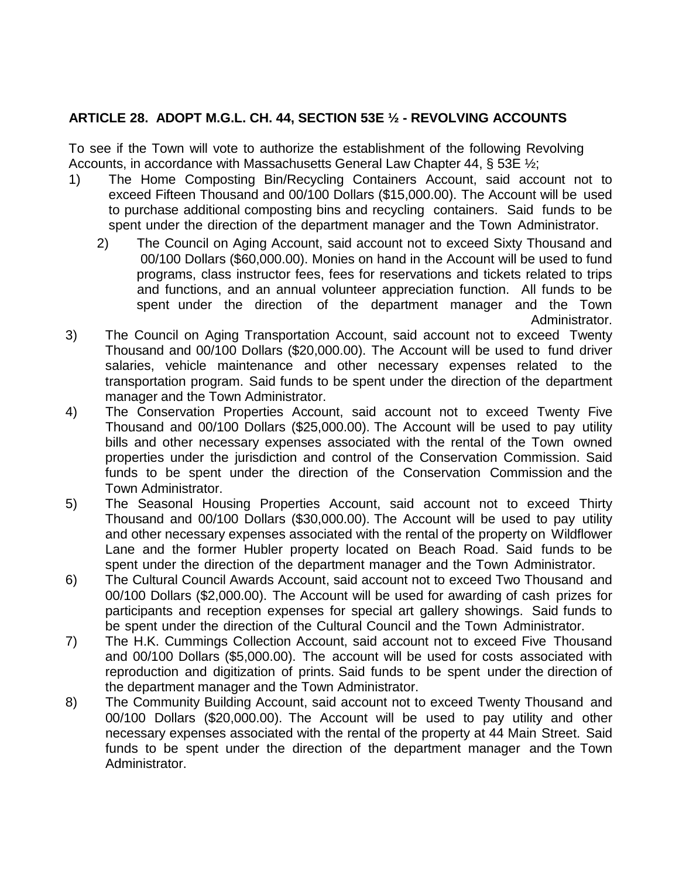**ARTICLE 28. ADOPT M.G.L. CH. 44, SECTION 53E ½ - REVOLVING ACCOUNTS**

To see if the Town will vote to authorize the establishment of the following Revolving Accounts, in accordance with Massachusetts General Law Chapter 44, § 53E ½;

1) The Home Composting Bin/Recycling Containers Account, said account not to exceed Fifteen Thousand and 00/100 Dollars ($15,000.00). The Account will be used to purchase additional composting bins and recycling containers. Said funds to be spent under the direction of the department manager and the Town Administrator.
2) The Council on Aging Account, said account not to exceed Sixty Thousand and 00/100 Dollars ($60,000.00). Monies on hand in the Account will be used to fund programs, class instructor fees, fees for reservations and tickets related to trips and functions, and an annual volunteer appreciation function. All funds to be spent under the direction of the department manager and the Town Administrator.
3) The Council on Aging Transportation Account, said account not to exceed Twenty Thousand and 00/100 Dollars ($20,000.00). The Account will be used to fund driver salaries, vehicle maintenance and other necessary expenses related to the transportation program. Said funds to be spent under the direction of the department manager and the Town Administrator.
4) The Conservation Properties Account, said account not to exceed Twenty Five Thousand and 00/100 Dollars ($25,000.00). The Account will be used to pay utility bills and other necessary expenses associated with the rental of the Town owned properties under the jurisdiction and control of the Conservation Commission. Said funds to be spent under the direction of the Conservation Commission and the Town Administrator.
5) The Seasonal Housing Properties Account, said account not to exceed Thirty Thousand and 00/100 Dollars ($30,000.00). The Account will be used to pay utility and other necessary expenses associated with the rental of the property on Wildflower Lane and the former Hubler property located on Beach Road. Said funds to be spent under the direction of the department manager and the Town Administrator.
6) The Cultural Council Awards Account, said account not to exceed Two Thousand and 00/100 Dollars ($2,000.00). The Account will be used for awarding of cash prizes for participants and reception expenses for special art gallery showings. Said funds to be spent under the direction of the Cultural Council and the Town Administrator.
7) The H.K. Cummings Collection Account, said account not to exceed Five Thousand and 00/100 Dollars ($5,000.00). The account will be used for costs associated with reproduction and digitization of prints. Said funds to be spent under the direction of the department manager and the Town Administrator.
8) The Community Building Account, said account not to exceed Twenty Thousand and 00/100 Dollars ($20,000.00). The Account will be used to pay utility and other necessary expenses associated with the rental of the property at 44 Main Street. Said funds to be spent under the direction of the department manager and the Town Administrator.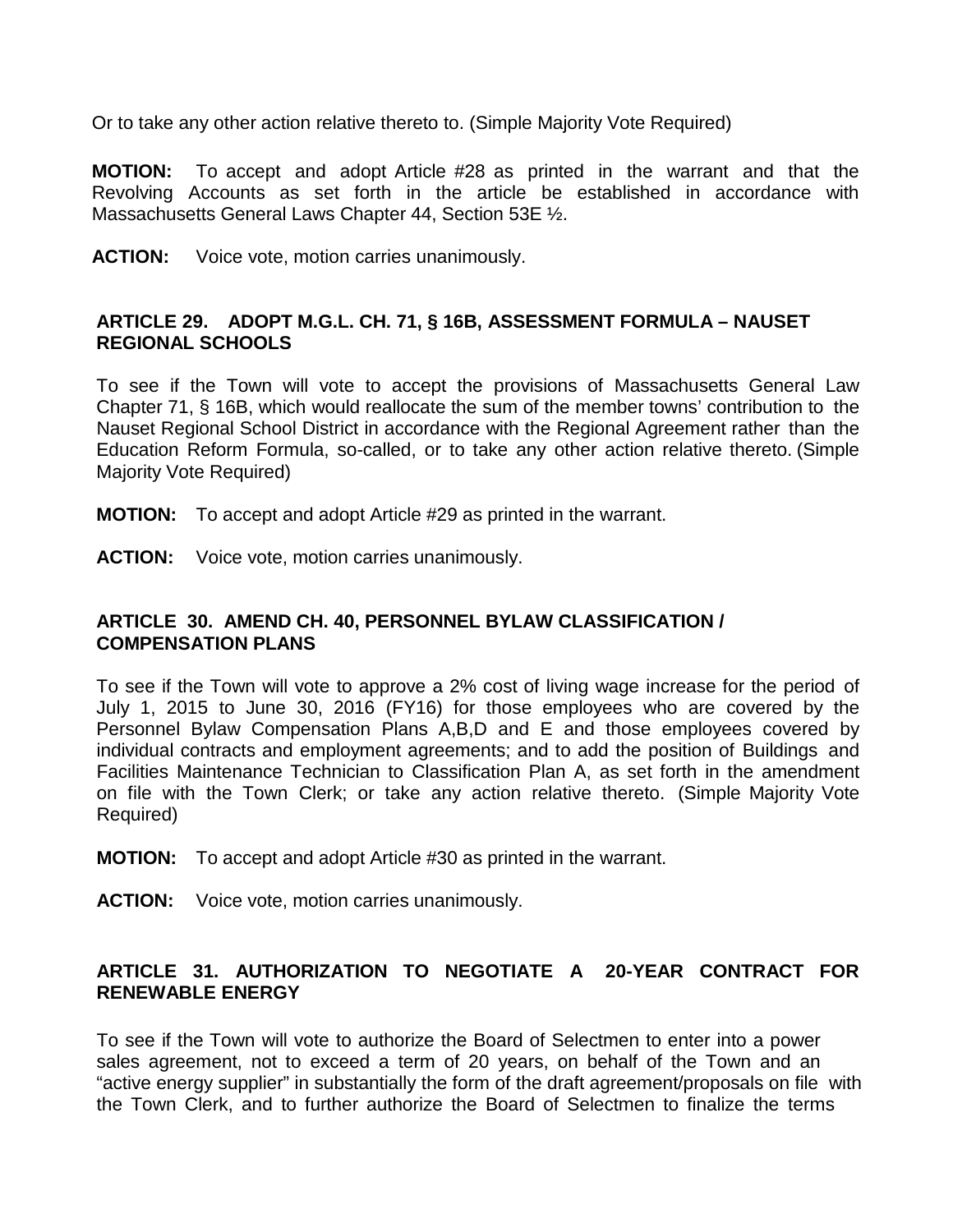Or to take any other action relative thereto to. (Simple Majority Vote Required)

**MOTION:** To accept and adopt Article #28 as printed in the warrant and that the Revolving Accounts as set forth in the article be established in accordance with Massachusetts General Laws Chapter 44, Section 53E ½.

**ACTION:** Voice vote, motion carries unanimously.

### ARTICLE 29. ADOPT M.G.L. CH. 71, § 16B, ASSESSMENT FORMULA – NAUSET REGIONAL SCHOOLS

To see if the Town will vote to accept the provisions of Massachusetts General Law Chapter 71, § 16B, which would reallocate the sum of the member towns' contribution to the Nauset Regional School District in accordance with the Regional Agreement rather than the Education Reform Formula, so-called, or to take any other action relative thereto. (Simple Majority Vote Required)

**MOTION:** To accept and adopt Article #29 as printed in the warrant.

**ACTION:** Voice vote, motion carries unanimously.

### ARTICLE 30. AMEND CH. 40, PERSONNEL BYLAW CLASSIFICATION / COMPENSATION PLANS

To see if the Town will vote to approve a 2% cost of living wage increase for the period of July 1, 2015 to June 30, 2016 (FY16) for those employees who are covered by the Personnel Bylaw Compensation Plans A,B,D and E and those employees covered by individual contracts and employment agreements; and to add the position of Buildings and Facilities Maintenance Technician to Classification Plan A, as set forth in the amendment on file with the Town Clerk; or take any action relative thereto. (Simple Majority Vote Required)

**MOTION:** To accept and adopt Article #30 as printed in the warrant.

**ACTION:** Voice vote, motion carries unanimously.

### ARTICLE 31. AUTHORIZATION TO NEGOTIATE A 20-YEAR CONTRACT FOR RENEWABLE ENERGY

To see if the Town will vote to authorize the Board of Selectmen to enter into a power sales agreement, not to exceed a term of 20 years, on behalf of the Town and an "active energy supplier" in substantially the form of the draft agreement/proposals on file with the Town Clerk, and to further authorize the Board of Selectmen to finalize the terms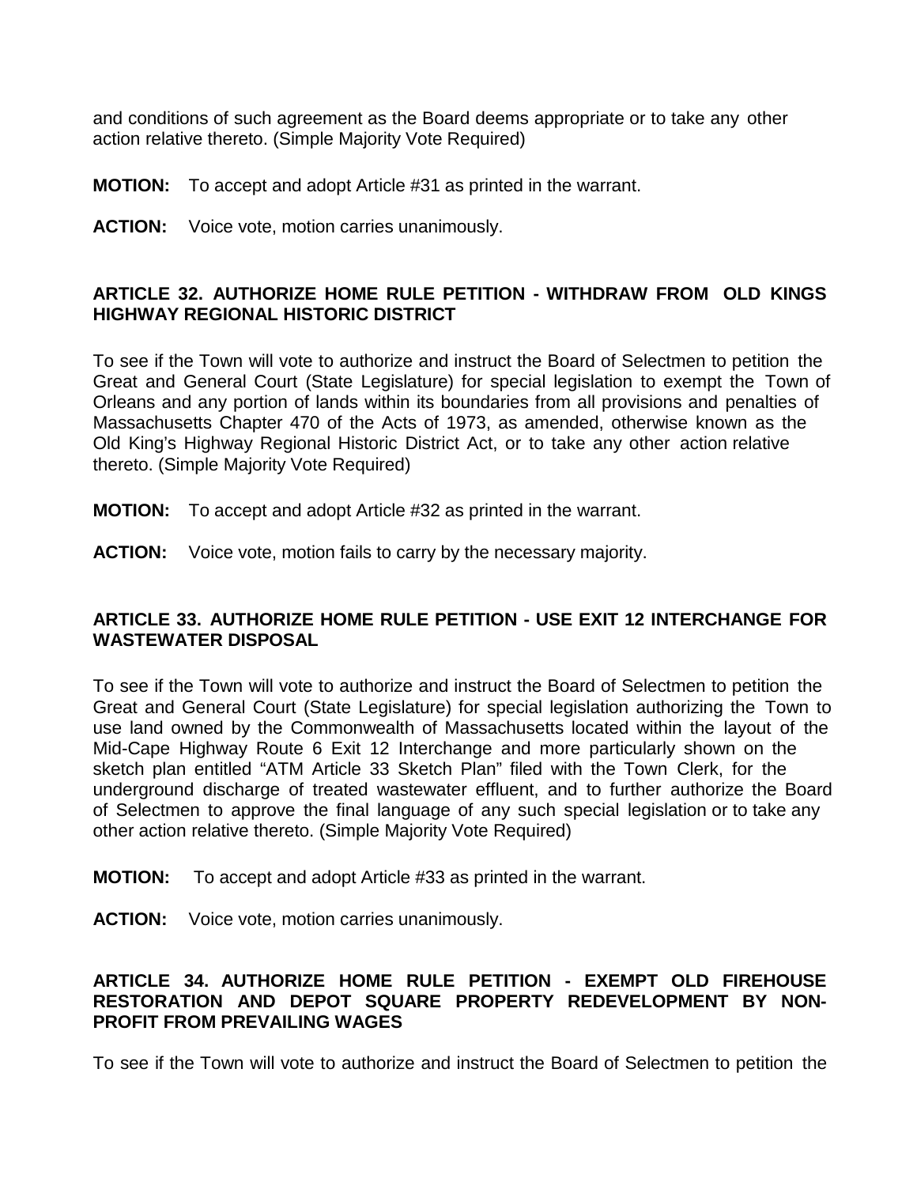and conditions of such agreement as the Board deems appropriate or to take any other action relative thereto. (Simple Majority Vote Required)

**MOTION:** To accept and adopt Article #31 as printed in the warrant.

**ACTION:** Voice vote, motion carries unanimously.

**ARTICLE 32. AUTHORIZE HOME RULE PETITION - WITHDRAW FROM OLD KINGS HIGHWAY REGIONAL HISTORIC DISTRICT**

To see if the Town will vote to authorize and instruct the Board of Selectmen to petition the Great and General Court (State Legislature) for special legislation to exempt the Town of Orleans and any portion of lands within its boundaries from all provisions and penalties of Massachusetts Chapter 470 of the Acts of 1973, as amended, otherwise known as the Old King's Highway Regional Historic District Act, or to take any other action relative thereto. (Simple Majority Vote Required)

**MOTION:** To accept and adopt Article #32 as printed in the warrant.

**ACTION:** Voice vote, motion fails to carry by the necessary majority.

**ARTICLE 33. AUTHORIZE HOME RULE PETITION - USE EXIT 12 INTERCHANGE FOR WASTEWATER DISPOSAL**

To see if the Town will vote to authorize and instruct the Board of Selectmen to petition the Great and General Court (State Legislature) for special legislation authorizing the Town to use land owned by the Commonwealth of Massachusetts located within the layout of the Mid-Cape Highway Route 6 Exit 12 Interchange and more particularly shown on the sketch plan entitled "ATM Article 33 Sketch Plan" filed with the Town Clerk, for the underground discharge of treated wastewater effluent, and to further authorize the Board of Selectmen to approve the final language of any such special legislation or to take any other action relative thereto. (Simple Majority Vote Required)

**MOTION:** To accept and adopt Article #33 as printed in the warrant.

**ACTION:** Voice vote, motion carries unanimously.

**ARTICLE 34. AUTHORIZE HOME RULE PETITION - EXEMPT OLD FIREHOUSE RESTORATION AND DEPOT SQUARE PROPERTY REDEVELOPMENT BY NON-PROFIT FROM PREVAILING WAGES**

To see if the Town will vote to authorize and instruct the Board of Selectmen to petition the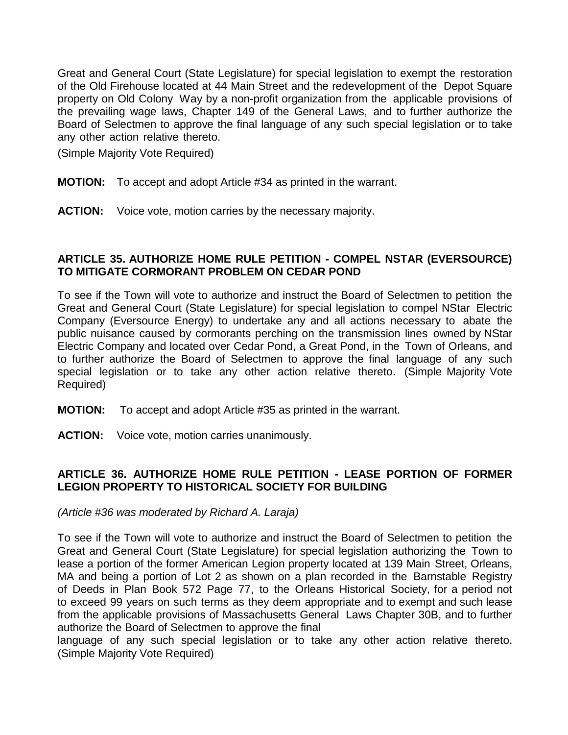Great and General Court (State Legislature) for special legislation to exempt the restoration of the Old Firehouse located at 44 Main Street and the redevelopment of the Depot Square property on Old Colony Way by a non-profit organization from the applicable provisions of the prevailing wage laws, Chapter 149 of the General Laws, and to further authorize the Board of Selectmen to approve the final language of any such special legislation or to take any other action relative thereto.

(Simple Majority Vote Required)

**MOTION:** To accept and adopt Article #34 as printed in the warrant.

**ACTION:** Voice vote, motion carries by the necessary majority.

### ARTICLE 35. AUTHORIZE HOME RULE PETITION - COMPEL NSTAR (EVERSOURCE) TO MITIGATE CORMORANT PROBLEM ON CEDAR POND

To see if the Town will vote to authorize and instruct the Board of Selectmen to petition the Great and General Court (State Legislature) for special legislation to compel NStar Electric Company (Eversource Energy) to undertake any and all actions necessary to abate the public nuisance caused by cormorants perching on the transmission lines owned by NStar Electric Company and located over Cedar Pond, a Great Pond, in the Town of Orleans, and to further authorize the Board of Selectmen to approve the final language of any such special legislation or to take any other action relative thereto. (Simple Majority Vote Required)

**MOTION:** To accept and adopt Article #35 as printed in the warrant.

**ACTION:** Voice vote, motion carries unanimously.

### ARTICLE 36. AUTHORIZE HOME RULE PETITION - LEASE PORTION OF FORMER LEGION PROPERTY TO HISTORICAL SOCIETY FOR BUILDING

*(Article #36 was moderated by Richard A. Laraja)*

To see if the Town will vote to authorize and instruct the Board of Selectmen to petition the Great and General Court (State Legislature) for special legislation authorizing the Town to lease a portion of the former American Legion property located at 139 Main Street, Orleans, MA and being a portion of Lot 2 as shown on a plan recorded in the Barnstable Registry of Deeds in Plan Book 572 Page 77, to the Orleans Historical Society, for a period not to exceed 99 years on such terms as they deem appropriate and to exempt and such lease from the applicable provisions of Massachusetts General Laws Chapter 30B, and to further authorize the Board of Selectmen to approve the final language of any such special legislation or to take any other action relative thereto. (Simple Majority Vote Required)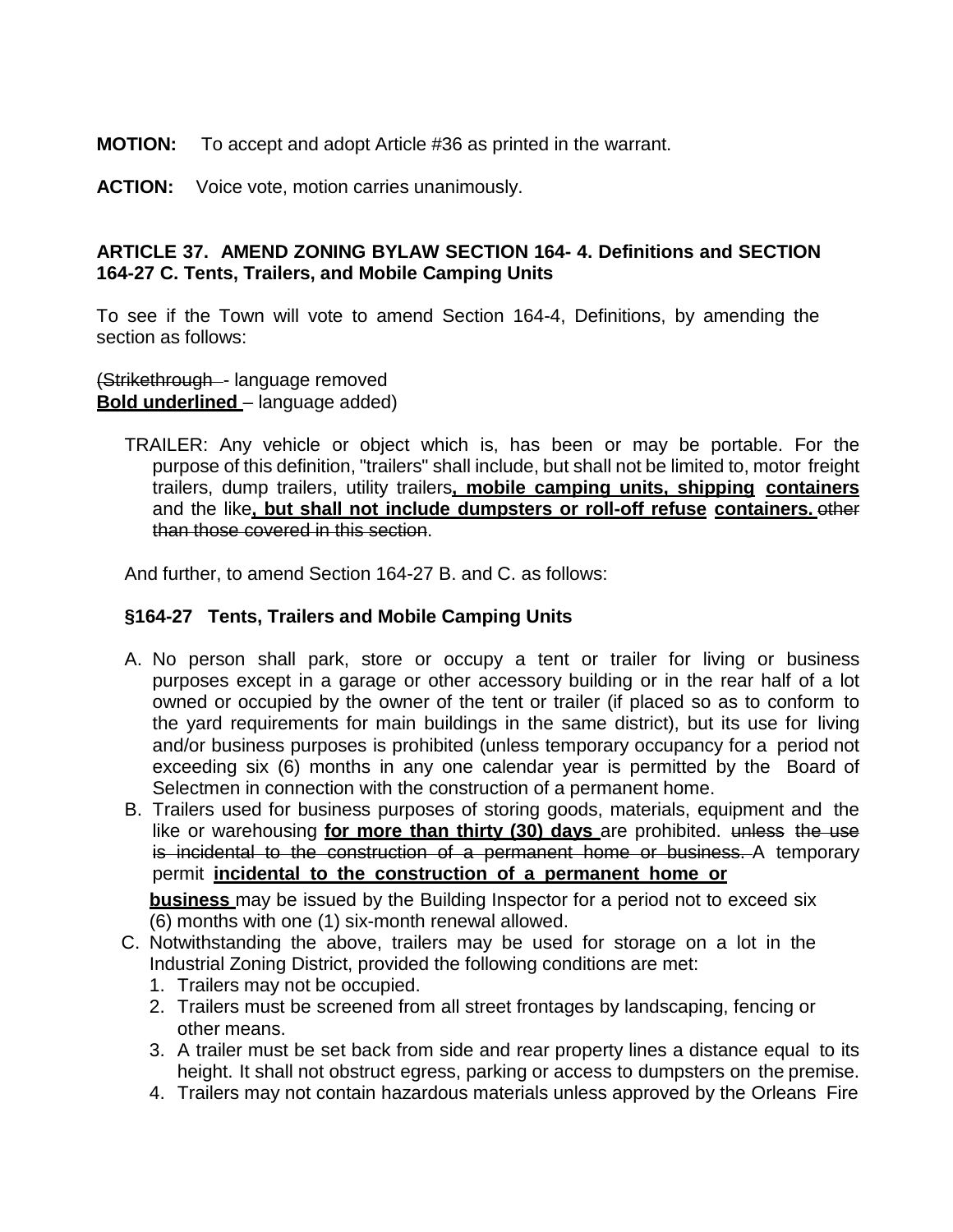**MOTION:** To accept and adopt Article #36 as printed in the warrant.

**ACTION:** Voice vote, motion carries unanimously.

**ARTICLE 37. AMEND ZONING BYLAW SECTION 164- 4. Definitions and SECTION 164-27 C. Tents, Trailers, and Mobile Camping Units**

To see if the Town will vote to amend Section 164-4, Definitions, by amending the section as follows:

(~~Strikethrough~~ - language removed
**<u>Bold underlined</u>** – language added)

TRAILER: Any vehicle or object which is, has been or may be portable. For the purpose of this definition, "trailers" shall include, but shall not be limited to, motor freight trailers, dump trailers, utility trailers**<u>, mobile camping units, shipping containers</u>** and the like**<u>, but shall not include dumpsters or roll-off refuse containers.</u>** ~~other than those covered in this section~~.

And further, to amend Section 164-27 B. and C. as follows:

**§164-27 Tents, Trailers and Mobile Camping Units**

A. No person shall park, store or occupy a tent or trailer for living or business purposes except in a garage or other accessory building or in the rear half of a lot owned or occupied by the owner of the tent or trailer (if placed so as to conform to the yard requirements for main buildings in the same district), but its use for living and/or business purposes is prohibited (unless temporary occupancy for a period not exceeding six (6) months in any one calendar year is permitted by the Board of Selectmen in connection with the construction of a permanent home.

B. Trailers used for business purposes of storing goods, materials, equipment and the like or warehousing **<u>for more than thirty (30) days</u>** are prohibited. ~~unless the use is incidental to the construction of a permanent home or business.~~ A temporary permit **<u>incidental to the construction of a permanent home or business</u>** may be issued by the Building Inspector for a period not to exceed six (6) months with one (1) six-month renewal allowed.

C. Notwithstanding the above, trailers may be used for storage on a lot in the Industrial Zoning District, provided the following conditions are met:
   1. Trailers may not be occupied.
   2. Trailers must be screened from all street frontages by landscaping, fencing or other means.
   3. A trailer must be set back from side and rear property lines a distance equal to its height. It shall not obstruct egress, parking or access to dumpsters on the premise.
   4. Trailers may not contain hazardous materials unless approved by the Orleans Fire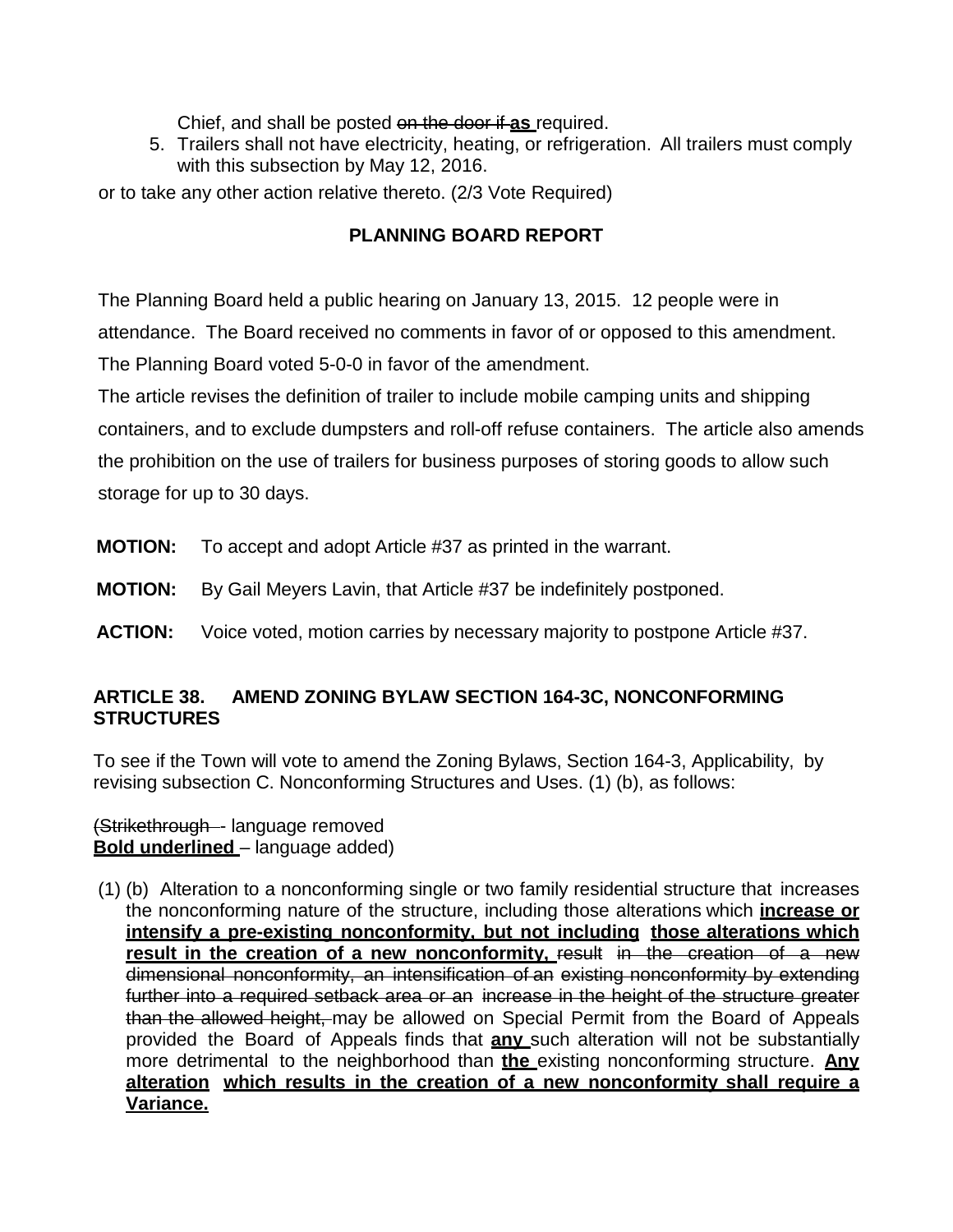Chief, and shall be posted ~~on the door if~~ **<u>as</u>** required.

5. Trailers shall not have electricity, heating, or refrigeration. All trailers must comply with this subsection by May 12, 2016.

or to take any other action relative thereto. (2/3 Vote Required)

**PLANNING BOARD REPORT**

The Planning Board held a public hearing on January 13, 2015. 12 people were in attendance. The Board received no comments in favor of or opposed to this amendment. The Planning Board voted 5-0-0 in favor of the amendment.

The article revises the definition of trailer to include mobile camping units and shipping containers, and to exclude dumpsters and roll-off refuse containers. The article also amends the prohibition on the use of trailers for business purposes of storing goods to allow such storage for up to 30 days.

**MOTION:** To accept and adopt Article #37 as printed in the warrant.

**MOTION:** By Gail Meyers Lavin, that Article #37 be indefinitely postponed.

**ACTION:** Voice voted, motion carries by necessary majority to postpone Article #37.

## ARTICLE 38. AMEND ZONING BYLAW SECTION 164-3C, NONCONFORMING STRUCTURES

To see if the Town will vote to amend the Zoning Bylaws, Section 164-3, Applicability, by revising subsection C. Nonconforming Structures and Uses. (1) (b), as follows:

(~~Strikethrough~~ - language removed
**<u>Bold underlined</u>** – language added)

(1) (b) Alteration to a nonconforming single or two family residential structure that increases the nonconforming nature of the structure, including those alterations which **<u>increase or intensify a pre-existing nonconformity, but not including those alterations which result in the creation of a new nonconformity,</u>** ~~result in the creation of a new dimensional nonconformity, an intensification of an existing nonconformity by extending further into a required setback area or an increase in the height of the structure greater than the allowed height,~~ may be allowed on Special Permit from the Board of Appeals provided the Board of Appeals finds that **<u>any</u>** such alteration will not be substantially more detrimental to the neighborhood than **<u>the</u>** existing nonconforming structure. **<u>Any alteration which results in the creation of a new nonconformity shall require a Variance.</u>**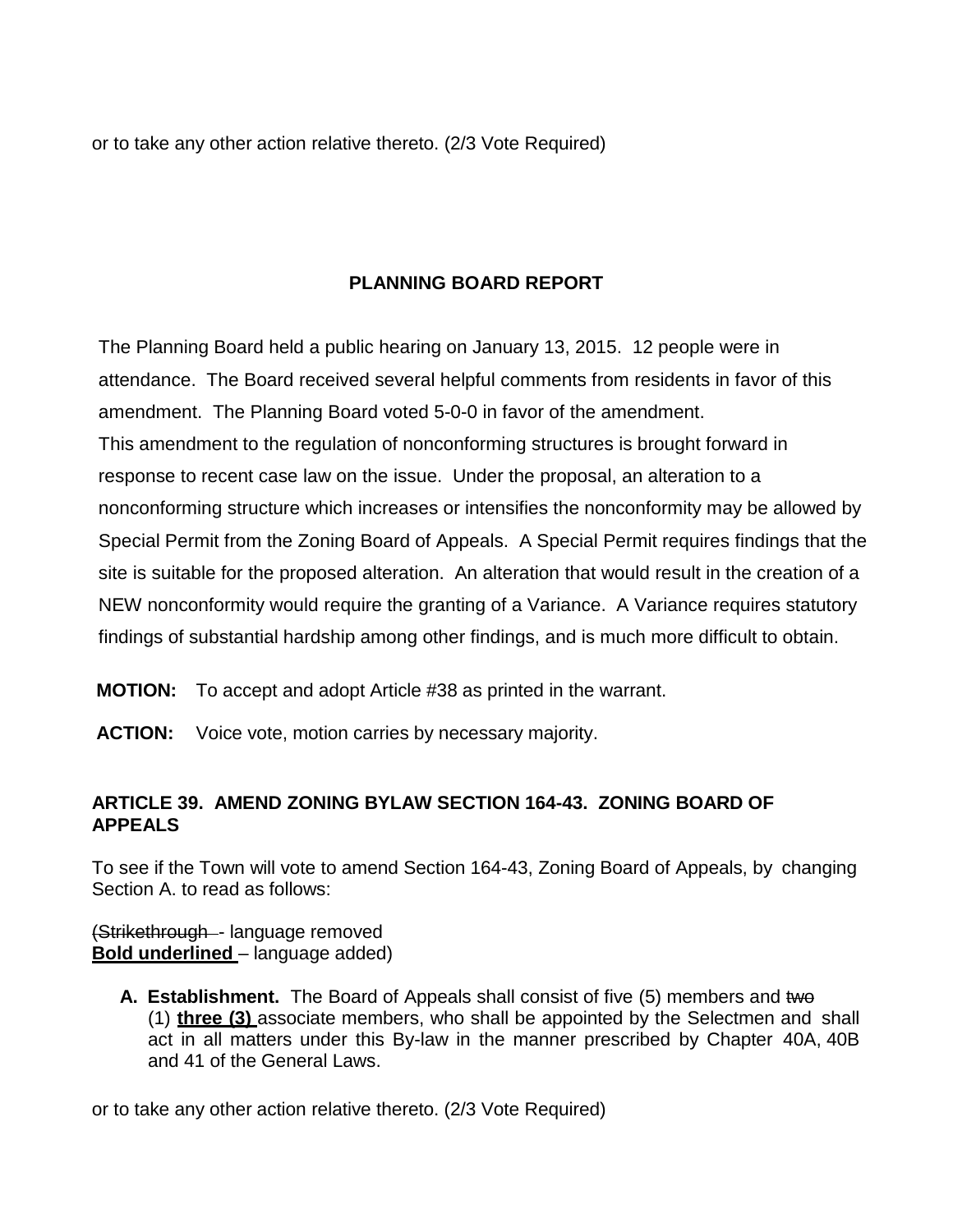or to take any other action relative thereto. (2/3 Vote Required)

## PLANNING BOARD REPORT

The Planning Board held a public hearing on January 13, 2015. 12 people were in attendance. The Board received several helpful comments from residents in favor of this amendment. The Planning Board voted 5-0-0 in favor of the amendment.
This amendment to the regulation of nonconforming structures is brought forward in response to recent case law on the issue. Under the proposal, an alteration to a nonconforming structure which increases or intensifies the nonconformity may be allowed by Special Permit from the Zoning Board of Appeals. A Special Permit requires findings that the site is suitable for the proposed alteration. An alteration that would result in the creation of a NEW nonconformity would require the granting of a Variance. A Variance requires statutory findings of substantial hardship among other findings, and is much more difficult to obtain.

**MOTION:** To accept and adopt Article #38 as printed in the warrant.

**ACTION:** Voice vote, motion carries by necessary majority.

### ARTICLE 39. AMEND ZONING BYLAW SECTION 164-43. ZONING BOARD OF APPEALS

To see if the Town will vote to amend Section 164-43, Zoning Board of Appeals, by changing Section A. to read as follows:

(~~Strikethrough~~ - language removed
**<u>Bold underlined</u>** – language added)

**A. Establishment.** The Board of Appeals shall consist of five (5) members and ~~two~~ (1) **<u>three (3)</u>** associate members, who shall be appointed by the Selectmen and shall act in all matters under this By-law in the manner prescribed by Chapter 40A, 40B and 41 of the General Laws.

or to take any other action relative thereto. (2/3 Vote Required)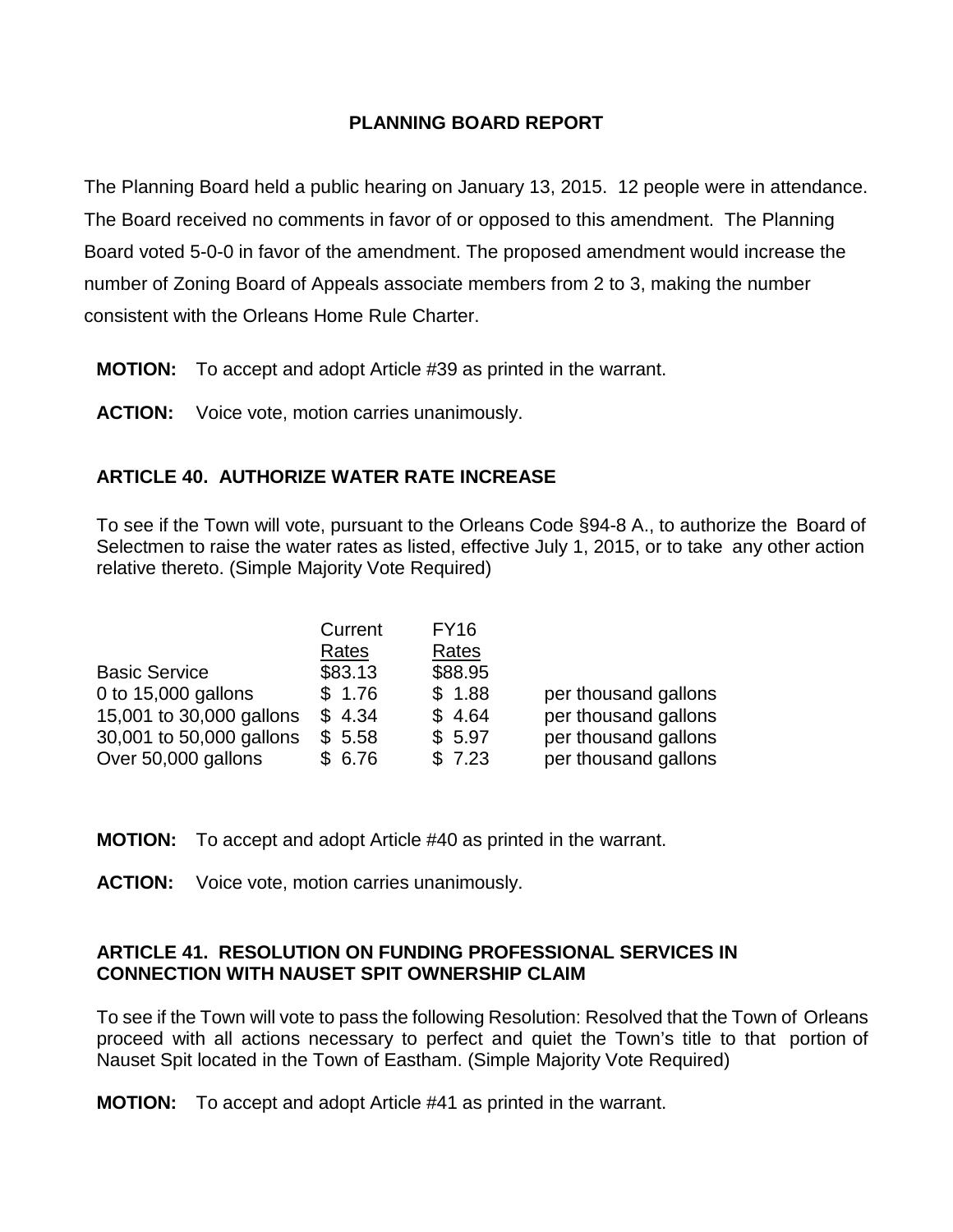## PLANNING BOARD REPORT

The Planning Board held a public hearing on January 13, 2015. 12 people were in attendance. The Board received no comments in favor of or opposed to this amendment. The Planning Board voted 5-0-0 in favor of the amendment. The proposed amendment would increase the number of Zoning Board of Appeals associate members from 2 to 3, making the number consistent with the Orleans Home Rule Charter.

**MOTION:** To accept and adopt Article #39 as printed in the warrant.

**ACTION:** Voice vote, motion carries unanimously.

### ARTICLE 40. AUTHORIZE WATER RATE INCREASE

To see if the Town will vote, pursuant to the Orleans Code §94-8 A., to authorize the Board of Selectmen to raise the water rates as listed, effective July 1, 2015, or to take any other action relative thereto. (Simple Majority Vote Required)

| | Current Rates | FY16 Rates | |
|---|---|---|---|
| Basic Service | $83.13 | $88.95 | |
| 0 to 15,000 gallons | $ 1.76 | $ 1.88 | per thousand gallons |
| 15,001 to 30,000 gallons | $ 4.34 | $ 4.64 | per thousand gallons |
| 30,001 to 50,000 gallons | $ 5.58 | $ 5.97 | per thousand gallons |
| Over 50,000 gallons | $ 6.76 | $ 7.23 | per thousand gallons |

**MOTION:** To accept and adopt Article #40 as printed in the warrant.

**ACTION:** Voice vote, motion carries unanimously.

### ARTICLE 41. RESOLUTION ON FUNDING PROFESSIONAL SERVICES IN CONNECTION WITH NAUSET SPIT OWNERSHIP CLAIM

To see if the Town will vote to pass the following Resolution: Resolved that the Town of Orleans proceed with all actions necessary to perfect and quiet the Town's title to that portion of Nauset Spit located in the Town of Eastham. (Simple Majority Vote Required)

**MOTION:** To accept and adopt Article #41 as printed in the warrant.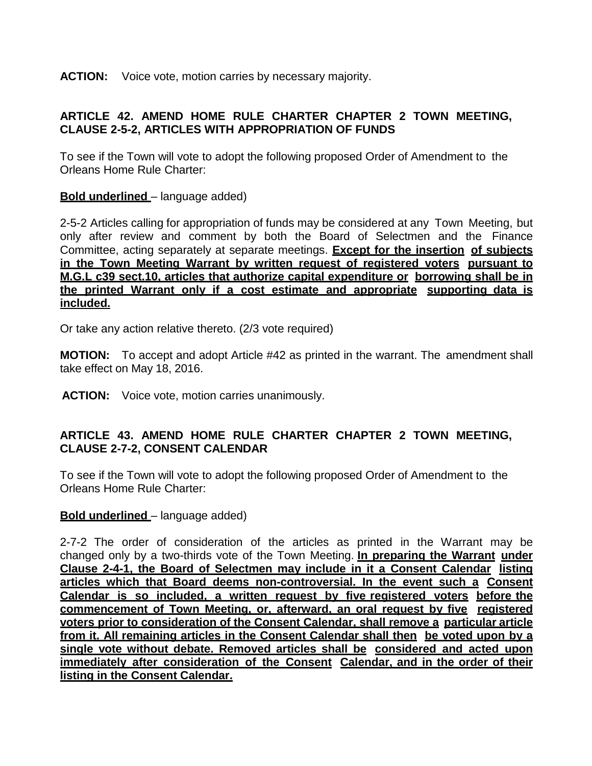**ACTION:** Voice vote, motion carries by necessary majority.

**ARTICLE 42. AMEND HOME RULE CHARTER CHAPTER 2 TOWN MEETING, CLAUSE 2-5-2, ARTICLES WITH APPROPRIATION OF FUNDS**

To see if the Town will vote to adopt the following proposed Order of Amendment to the Orleans Home Rule Charter:

**<u>Bold underlined</u>** – language added)

2-5-2 Articles calling for appropriation of funds may be considered at any Town Meeting, but only after review and comment by both the Board of Selectmen and the Finance Committee, acting separately at separate meetings. **<u>Except for the insertion of subjects in the Town Meeting Warrant by written request of registered voters pursuant to M.G.L c39 sect.10, articles that authorize capital expenditure or borrowing shall be in the printed Warrant only if a cost estimate and appropriate supporting data is included.</u>**

Or take any action relative thereto. (2/3 vote required)

**MOTION:** To accept and adopt Article #42 as printed in the warrant. The amendment shall take effect on May 18, 2016.

**ACTION:** Voice vote, motion carries unanimously.

**ARTICLE 43. AMEND HOME RULE CHARTER CHAPTER 2 TOWN MEETING, CLAUSE 2-7-2, CONSENT CALENDAR**

To see if the Town will vote to adopt the following proposed Order of Amendment to the Orleans Home Rule Charter:

**<u>Bold underlined</u>** – language added)

2-7-2 The order of consideration of the articles as printed in the Warrant may be changed only by a two-thirds vote of the Town Meeting. **<u>In preparing the Warrant under Clause 2-4-1, the Board of Selectmen may include in it a Consent Calendar listing articles which that Board deems non-controversial. In the event such a Consent Calendar is so included, a written request by five registered voters before the commencement of Town Meeting, or, afterward, an oral request by five registered voters prior to consideration of the Consent Calendar, shall remove a particular article from it. All remaining articles in the Consent Calendar shall then be voted upon by a single vote without debate. Removed articles shall be considered and acted upon immediately after consideration of the Consent Calendar, and in the order of their listing in the Consent Calendar.</u>**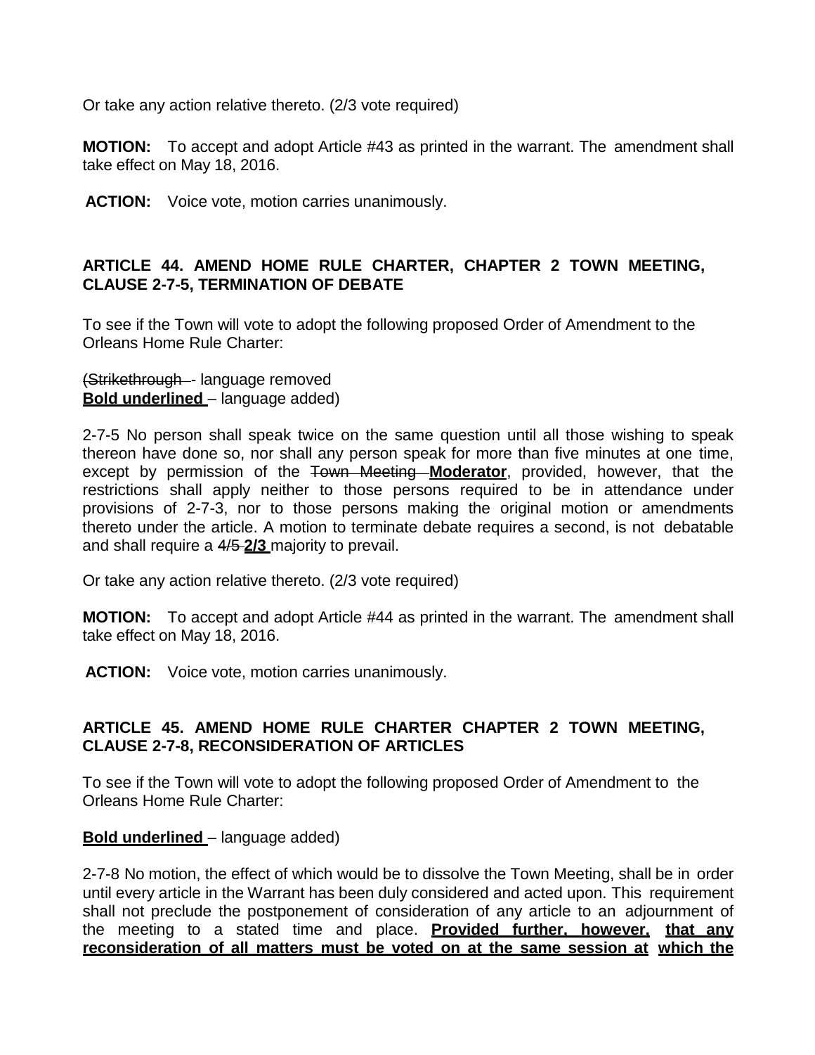Or take any action relative thereto. (2/3 vote required)

**MOTION:** To accept and adopt Article #43 as printed in the warrant. The amendment shall take effect on May 18, 2016.

**ACTION:** Voice vote, motion carries unanimously.

### ARTICLE 44. AMEND HOME RULE CHARTER, CHAPTER 2 TOWN MEETING, CLAUSE 2-7-5, TERMINATION OF DEBATE

To see if the Town will vote to adopt the following proposed Order of Amendment to the Orleans Home Rule Charter:

(~~Strikethrough~~ - language removed
**<u>Bold underlined</u>** – language added)

2-7-5 No person shall speak twice on the same question until all those wishing to speak thereon have done so, nor shall any person speak for more than five minutes at one time, except by permission of the ~~Town Meeting~~ **<u>Moderator</u>**, provided, however, that the restrictions shall apply neither to those persons required to be in attendance under provisions of 2-7-3, nor to those persons making the original motion or amendments thereto under the article. A motion to terminate debate requires a second, is not debatable and shall require a ~~4/5~~ **<u>2/3</u>** majority to prevail.

Or take any action relative thereto. (2/3 vote required)

**MOTION:** To accept and adopt Article #44 as printed in the warrant. The amendment shall take effect on May 18, 2016.

**ACTION:** Voice vote, motion carries unanimously.

### ARTICLE 45. AMEND HOME RULE CHARTER CHAPTER 2 TOWN MEETING, CLAUSE 2-7-8, RECONSIDERATION OF ARTICLES

To see if the Town will vote to adopt the following proposed Order of Amendment to the Orleans Home Rule Charter:

**<u>Bold underlined</u>** – language added)

2-7-8 No motion, the effect of which would be to dissolve the Town Meeting, shall be in order until every article in the Warrant has been duly considered and acted upon. This requirement shall not preclude the postponement of consideration of any article to an adjournment of the meeting to a stated time and place. **<u>Provided further, however, that any reconsideration of all matters must be voted on at the same session at which the</u>**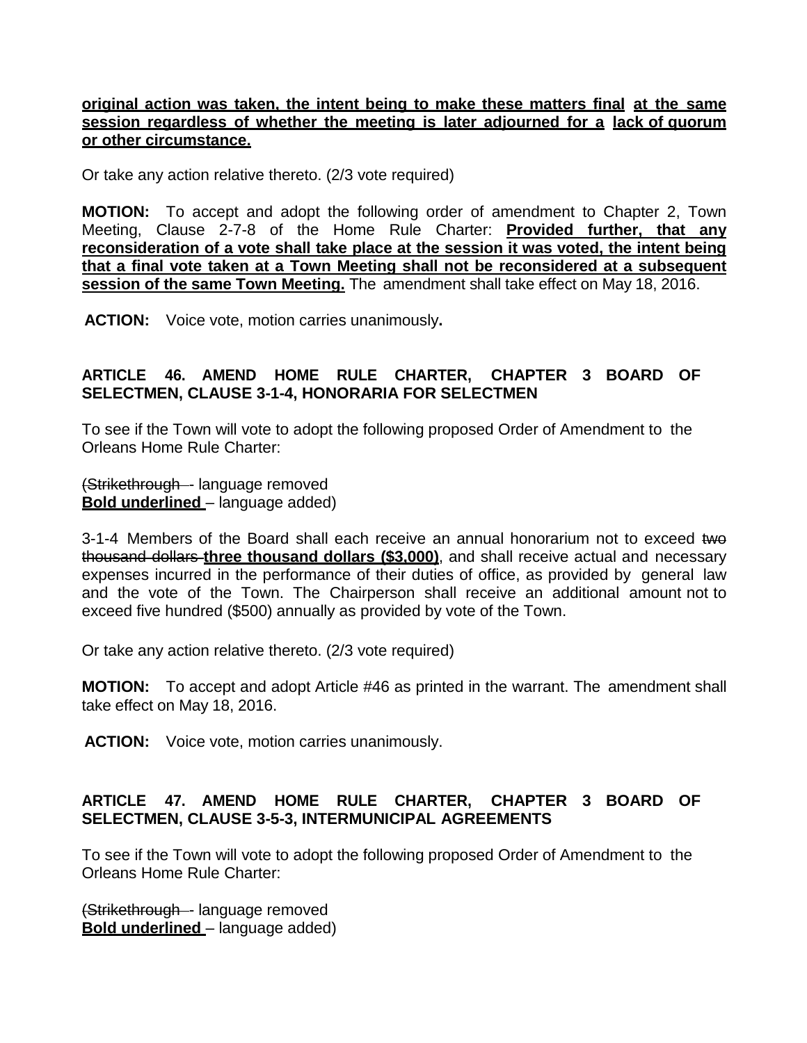**<u>original action was taken, the intent being to make these matters final at the same session regardless of whether the meeting is later adjourned for a lack of quorum or other circumstance.</u>**

Or take any action relative thereto. (2/3 vote required)

**MOTION:** To accept and adopt the following order of amendment to Chapter 2, Town Meeting, Clause 2-7-8 of the Home Rule Charter: **<u>Provided further, that any reconsideration of a vote shall take place at the session it was voted, the intent being that a final vote taken at a Town Meeting shall not be reconsidered at a subsequent session of the same Town Meeting.</u>** The amendment shall take effect on May 18, 2016.

**ACTION:** Voice vote, motion carries unanimously**.**

**ARTICLE 46. AMEND HOME RULE CHARTER, CHAPTER 3 BOARD OF SELECTMEN, CLAUSE 3-1-4, HONORARIA FOR SELECTMEN**

To see if the Town will vote to adopt the following proposed Order of Amendment to the Orleans Home Rule Charter:

(~~Strikethrough~~ - language removed
**<u>Bold underlined</u>** – language added)

3-1-4 Members of the Board shall each receive an annual honorarium not to exceed ~~two thousand dollars~~ **<u>three thousand dollars ($3,000)</u>**, and shall receive actual and necessary expenses incurred in the performance of their duties of office, as provided by general law and the vote of the Town. The Chairperson shall receive an additional amount not to exceed five hundred ($500) annually as provided by vote of the Town.

Or take any action relative thereto. (2/3 vote required)

**MOTION:** To accept and adopt Article #46 as printed in the warrant. The amendment shall take effect on May 18, 2016.

**ACTION:** Voice vote, motion carries unanimously.

**ARTICLE 47. AMEND HOME RULE CHARTER, CHAPTER 3 BOARD OF SELECTMEN, CLAUSE 3-5-3, INTERMUNICIPAL AGREEMENTS**

To see if the Town will vote to adopt the following proposed Order of Amendment to the Orleans Home Rule Charter:

(~~Strikethrough~~ - language removed
**<u>Bold underlined</u>** – language added)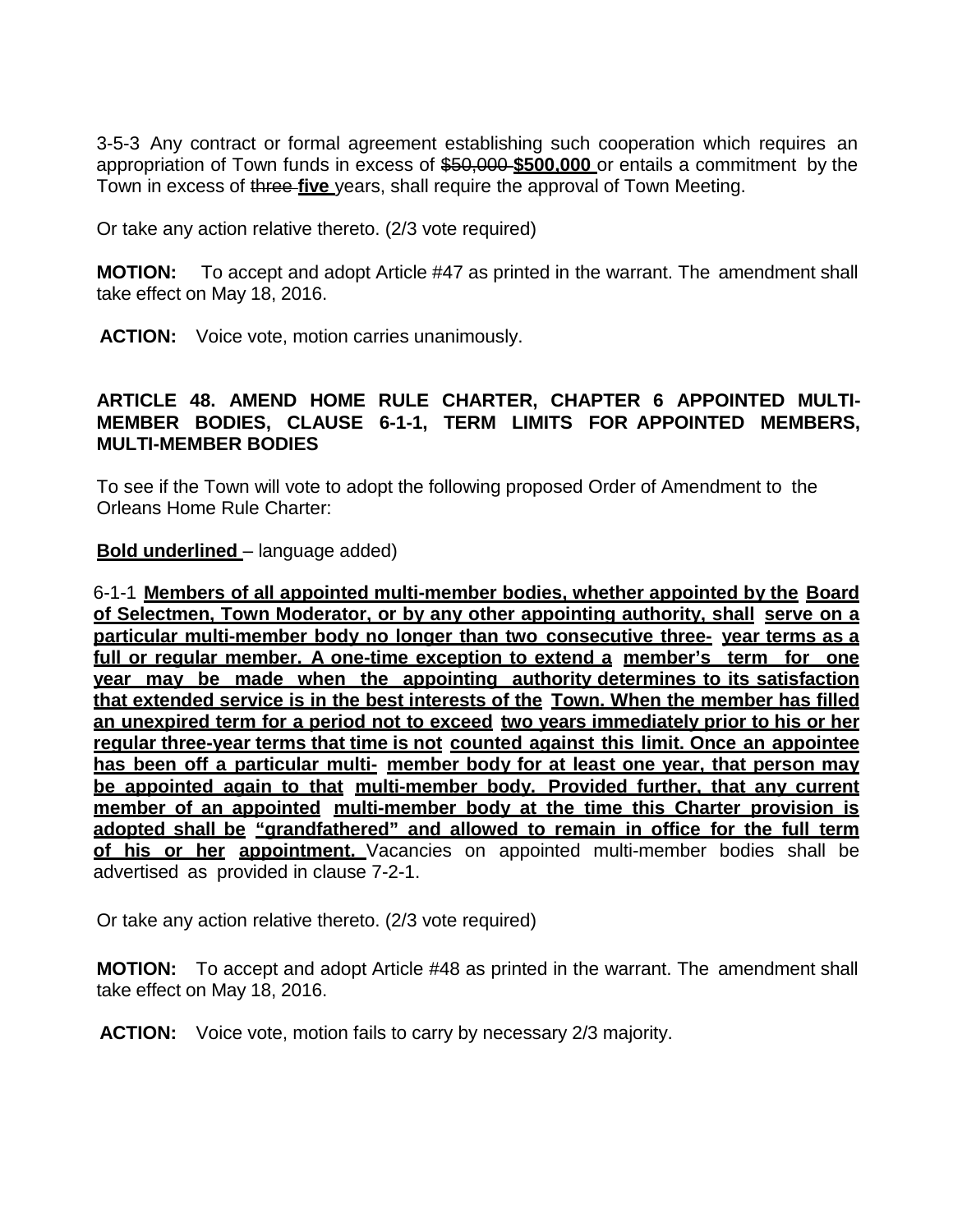3-5-3 Any contract or formal agreement establishing such cooperation which requires an appropriation of Town funds in excess of ~~$50,000~~ **<u>$500,000</u>** or entails a commitment by the Town in excess of ~~three~~ **<u>five</u>** years, shall require the approval of Town Meeting.

Or take any action relative thereto. (2/3 vote required)

**MOTION:** To accept and adopt Article #47 as printed in the warrant. The amendment shall take effect on May 18, 2016.

**ACTION:** Voice vote, motion carries unanimously.

**ARTICLE 48. AMEND HOME RULE CHARTER, CHAPTER 6 APPOINTED MULTI-MEMBER BODIES, CLAUSE 6-1-1, TERM LIMITS FOR APPOINTED MEMBERS, MULTI-MEMBER BODIES**

To see if the Town will vote to adopt the following proposed Order of Amendment to the Orleans Home Rule Charter:

**<u>Bold underlined</u>** – language added)

6-1-1 **<u>Members of all appointed multi-member bodies, whether appointed by the Board of Selectmen, Town Moderator, or by any other appointing authority, shall serve on a particular multi-member body no longer than two consecutive three- year terms as a full or regular member. A one-time exception to extend a member's term for one year may be made when the appointing authority determines to its satisfaction that extended service is in the best interests of the Town. When the member has filled an unexpired term for a period not to exceed two years immediately prior to his or her regular three-year terms that time is not counted against this limit. Once an appointee has been off a particular multi- member body for at least one year, that person may be appointed again to that multi-member body. Provided further, that any current member of an appointed multi-member body at the time this Charter provision is adopted shall be "grandfathered" and allowed to remain in office for the full term of his or her appointment.</u>** Vacancies on appointed multi-member bodies shall be advertised as provided in clause 7-2-1.

Or take any action relative thereto. (2/3 vote required)

**MOTION:** To accept and adopt Article #48 as printed in the warrant. The amendment shall take effect on May 18, 2016.

**ACTION:** Voice vote, motion fails to carry by necessary 2/3 majority.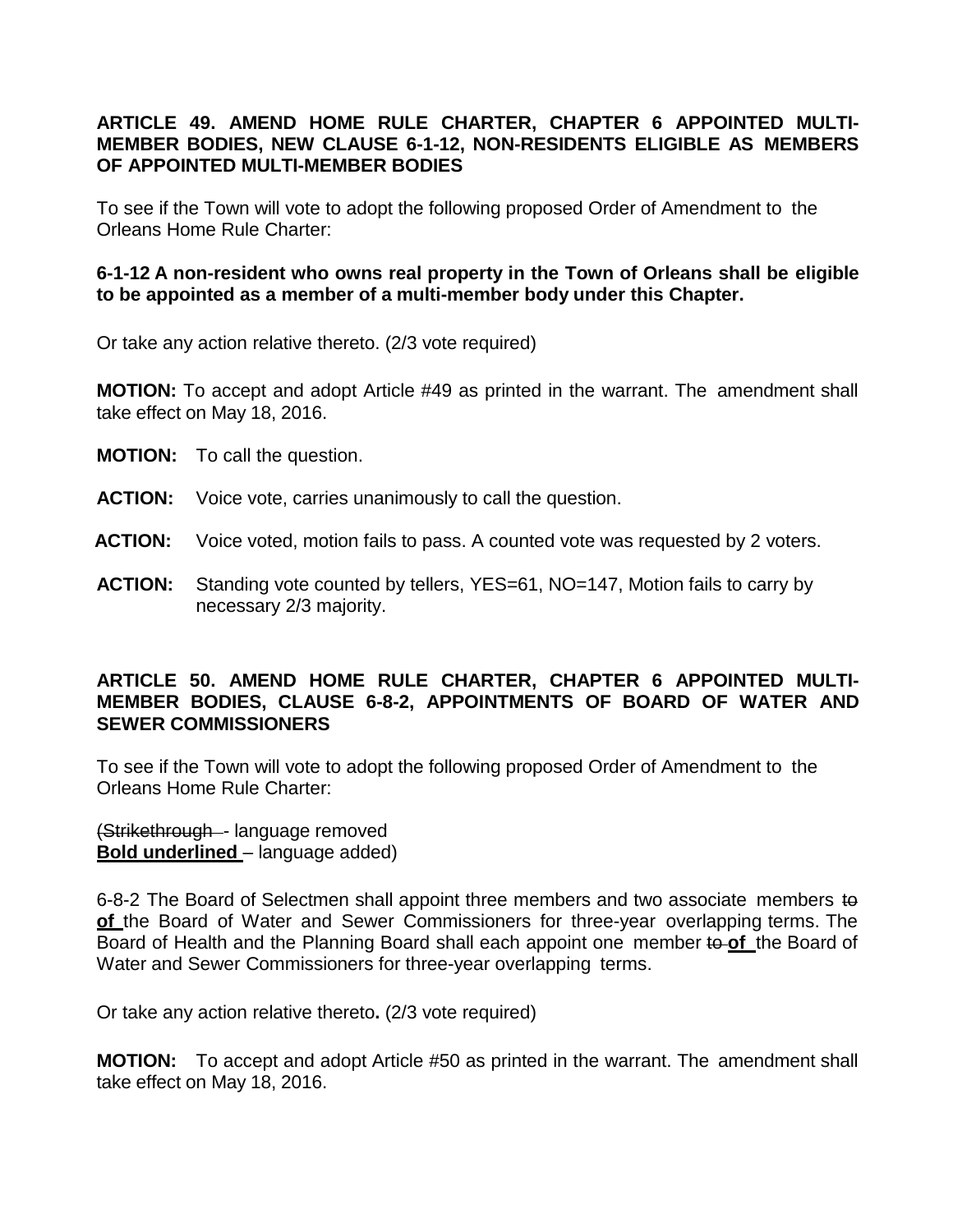**ARTICLE 49. AMEND HOME RULE CHARTER, CHAPTER 6 APPOINTED MULTI-MEMBER BODIES, NEW CLAUSE 6-1-12, NON-RESIDENTS ELIGIBLE AS MEMBERS OF APPOINTED MULTI-MEMBER BODIES**

To see if the Town will vote to adopt the following proposed Order of Amendment to the Orleans Home Rule Charter:

**6-1-12 A non-resident who owns real property in the Town of Orleans shall be eligible to be appointed as a member of a multi-member body under this Chapter.**

Or take any action relative thereto. (2/3 vote required)

**MOTION:** To accept and adopt Article #49 as printed in the warrant. The amendment shall take effect on May 18, 2016.

**MOTION:** To call the question.

**ACTION:** Voice vote, carries unanimously to call the question.

**ACTION:** Voice voted, motion fails to pass. A counted vote was requested by 2 voters.

**ACTION:** Standing vote counted by tellers, YES=61, NO=147, Motion fails to carry by necessary 2/3 majority.

**ARTICLE 50. AMEND HOME RULE CHARTER, CHAPTER 6 APPOINTED MULTI-MEMBER BODIES, CLAUSE 6-8-2, APPOINTMENTS OF BOARD OF WATER AND SEWER COMMISSIONERS**

To see if the Town will vote to adopt the following proposed Order of Amendment to the Orleans Home Rule Charter:

(~~Strikethrough~~ - language removed
**<u>Bold underlined</u>** – language added)

6-8-2 The Board of Selectmen shall appoint three members and two associate members ~~to~~ **<u>of</u>** the Board of Water and Sewer Commissioners for three-year overlapping terms. The Board of Health and the Planning Board shall each appoint one member ~~to~~ **<u>of</u>** the Board of Water and Sewer Commissioners for three-year overlapping terms.

Or take any action relative thereto**.** (2/3 vote required)

**MOTION:** To accept and adopt Article #50 as printed in the warrant. The amendment shall take effect on May 18, 2016.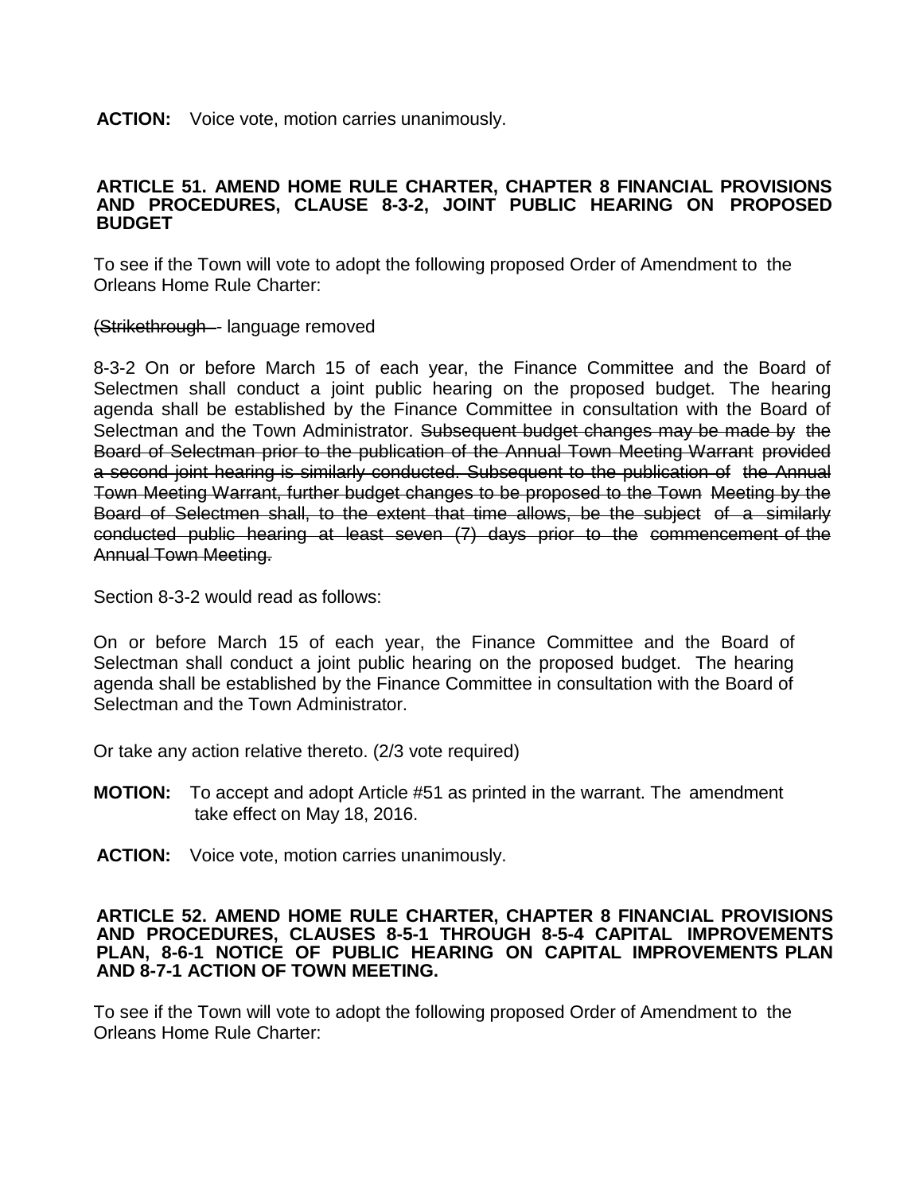**ACTION:** Voice vote, motion carries unanimously.

**ARTICLE 51. AMEND HOME RULE CHARTER, CHAPTER 8 FINANCIAL PROVISIONS AND PROCEDURES, CLAUSE 8-3-2, JOINT PUBLIC HEARING ON PROPOSED BUDGET**

To see if the Town will vote to adopt the following proposed Order of Amendment to the Orleans Home Rule Charter:

~~(Strikethrough~~ - language removed

8-3-2 On or before March 15 of each year, the Finance Committee and the Board of Selectmen shall conduct a joint public hearing on the proposed budget. The hearing agenda shall be established by the Finance Committee in consultation with the Board of Selectman and the Town Administrator. ~~Subsequent budget changes may be made by the Board of Selectman prior to the publication of the Annual Town Meeting Warrant provided a second joint hearing is similarly conducted. Subsequent to the publication of the Annual Town Meeting Warrant, further budget changes to be proposed to the Town Meeting by the Board of Selectmen shall, to the extent that time allows, be the subject of a similarly conducted public hearing at least seven (7) days prior to the commencement of the Annual Town Meeting.~~

Section 8-3-2 would read as follows:

On or before March 15 of each year, the Finance Committee and the Board of Selectman shall conduct a joint public hearing on the proposed budget. The hearing agenda shall be established by the Finance Committee in consultation with the Board of Selectman and the Town Administrator.

Or take any action relative thereto. (2/3 vote required)

**MOTION:** To accept and adopt Article #51 as printed in the warrant. The amendment take effect on May 18, 2016.

**ACTION:** Voice vote, motion carries unanimously.

**ARTICLE 52. AMEND HOME RULE CHARTER, CHAPTER 8 FINANCIAL PROVISIONS AND PROCEDURES, CLAUSES 8-5-1 THROUGH 8-5-4 CAPITAL IMPROVEMENTS PLAN, 8-6-1 NOTICE OF PUBLIC HEARING ON CAPITAL IMPROVEMENTS PLAN AND 8-7-1 ACTION OF TOWN MEETING.**

To see if the Town will vote to adopt the following proposed Order of Amendment to the Orleans Home Rule Charter: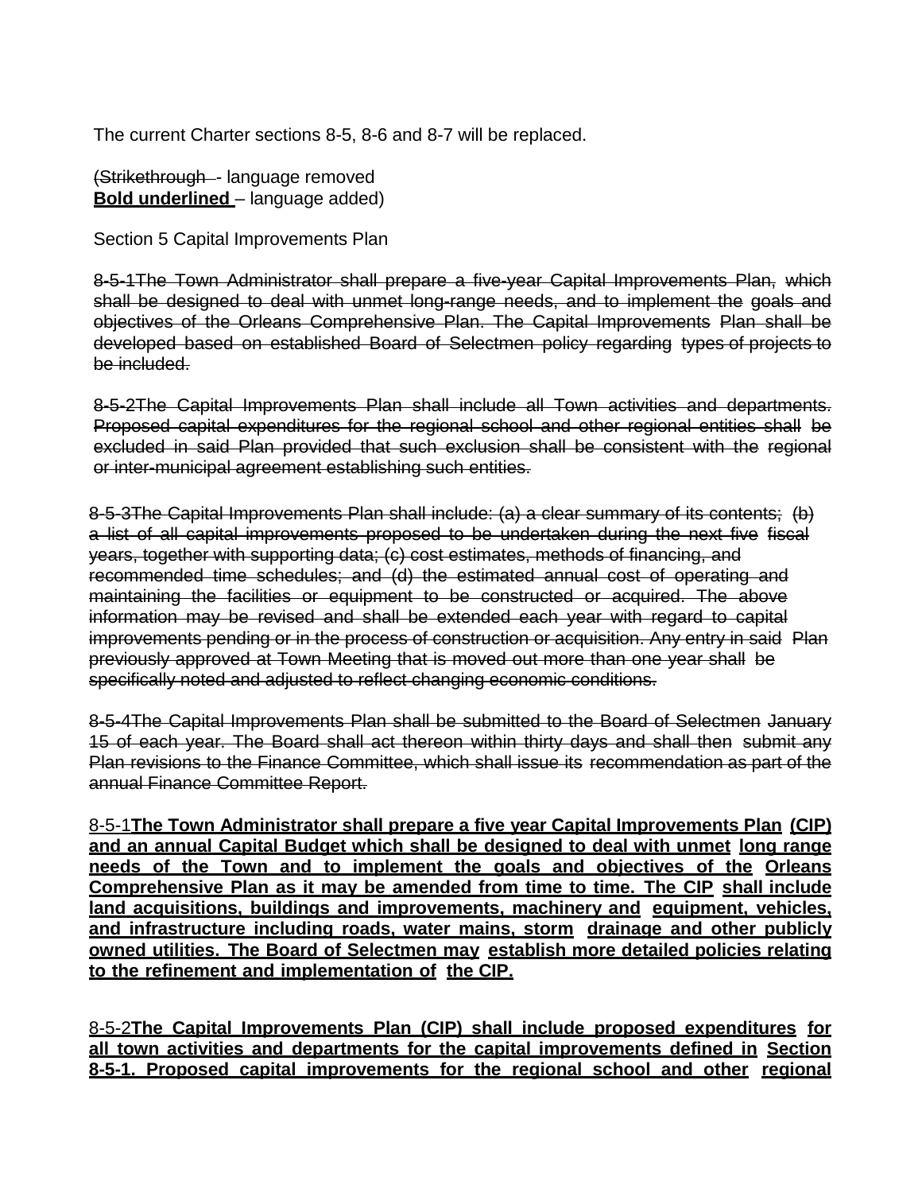The current Charter sections 8-5, 8-6 and 8-7 will be replaced.

(~~Strikethrough~~ - language removed
**<u>Bold underlined</u>** – language added)

Section 5 Capital Improvements Plan

~~8-5-1The Town Administrator shall prepare a five-year Capital Improvements Plan, which shall be designed to deal with unmet long-range needs, and to implement the goals and objectives of the Orleans Comprehensive Plan. The Capital Improvements Plan shall be developed based on established Board of Selectmen policy regarding types of projects to be included.~~

~~8-5-2The Capital Improvements Plan shall include all Town activities and departments. Proposed capital expenditures for the regional school and other regional entities shall be excluded in said Plan provided that such exclusion shall be consistent with the regional or inter-municipal agreement establishing such entities.~~

~~8-5-3The Capital Improvements Plan shall include: (a) a clear summary of its contents; (b) a list of all capital improvements proposed to be undertaken during the next five fiscal years, together with supporting data; (c) cost estimates, methods of financing, and recommended time schedules; and (d) the estimated annual cost of operating and maintaining the facilities or equipment to be constructed or acquired. The above information may be revised and shall be extended each year with regard to capital improvements pending or in the process of construction or acquisition. Any entry in said Plan previously approved at Town Meeting that is moved out more than one year shall be specifically noted and adjusted to reflect changing economic conditions.~~

~~8-5-4The Capital Improvements Plan shall be submitted to the Board of Selectmen January 15 of each year. The Board shall act thereon within thirty days and shall then submit any Plan revisions to the Finance Committee, which shall issue its recommendation as part of the annual Finance Committee Report.~~

<u>8-5-1</u>**<u>The Town Administrator shall prepare a five year Capital Improvements Plan (CIP) and an annual Capital Budget which shall be designed to deal with unmet long range needs of the Town and to implement the goals and objectives of the Orleans Comprehensive Plan as it may be amended from time to time. The CIP shall include land acquisitions, buildings and improvements, machinery and equipment, vehicles, and infrastructure including roads, water mains, storm drainage and other publicly owned utilities. The Board of Selectmen may establish more detailed policies relating to the refinement and implementation of the CIP.</u>**

<u>8-5-2</u>**<u>The Capital Improvements Plan (CIP) shall include proposed expenditures for all town activities and departments for the capital improvements defined in Section 8-5-1. Proposed capital improvements for the regional school and other regional</u>**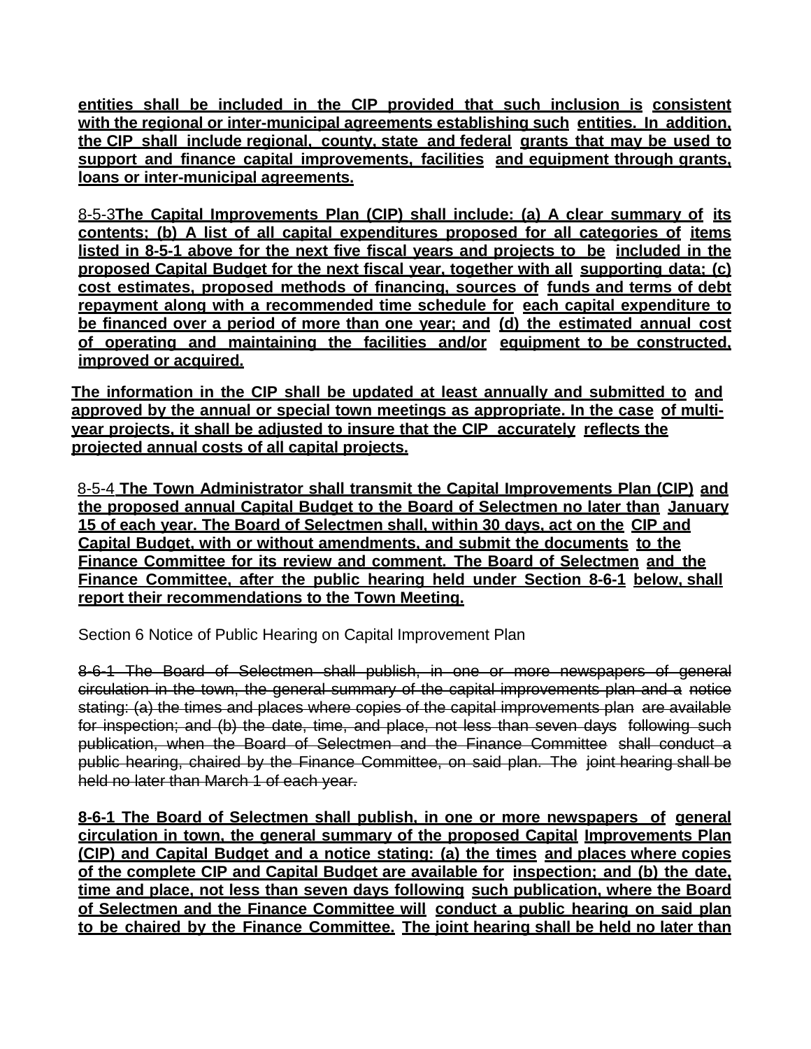**entities shall be included in the CIP provided that such inclusion is consistent with the regional or inter-municipal agreements establishing such entities. In addition, the CIP shall include regional, county, state and federal grants that may be used to support and finance capital improvements, facilities and equipment through grants, loans or inter-municipal agreements.**

8-5-3**The Capital Improvements Plan (CIP) shall include: (a) A clear summary of its contents; (b) A list of all capital expenditures proposed for all categories of items listed in 8-5-1 above for the next five fiscal years and projects to be included in the proposed Capital Budget for the next fiscal year, together with all supporting data; (c) cost estimates, proposed methods of financing, sources of funds and terms of debt repayment along with a recommended time schedule for each capital expenditure to be financed over a period of more than one year; and (d) the estimated annual cost of operating and maintaining the facilities and/or equipment to be constructed, improved or acquired.**

**The information in the CIP shall be updated at least annually and submitted to and approved by the annual or special town meetings as appropriate. In the case of multi-year projects, it shall be adjusted to insure that the CIP accurately reflects the projected annual costs of all capital projects.**

8-5-4 **The Town Administrator shall transmit the Capital Improvements Plan (CIP) and the proposed annual Capital Budget to the Board of Selectmen no later than January 15 of each year. The Board of Selectmen shall, within 30 days, act on the CIP and Capital Budget, with or without amendments, and submit the documents to the Finance Committee for its review and comment. The Board of Selectmen and the Finance Committee, after the public hearing held under Section 8-6-1 below, shall report their recommendations to the Town Meeting.**

Section 6 Notice of Public Hearing on Capital Improvement Plan

~~8-6-1 The Board of Selectmen shall publish, in one or more newspapers of general circulation in the town, the general summary of the capital improvements plan and a notice stating: (a) the times and places where copies of the capital improvements plan are available for inspection; and (b) the date, time, and place, not less than seven days following such publication, when the Board of Selectmen and the Finance Committee shall conduct a public hearing, chaired by the Finance Committee, on said plan. The joint hearing shall be held no later than March 1 of each year.~~

**8-6-1 The Board of Selectmen shall publish, in one or more newspapers of general circulation in town, the general summary of the proposed Capital Improvements Plan (CIP) and Capital Budget and a notice stating: (a) the times and places where copies of the complete CIP and Capital Budget are available for inspection; and (b) the date, time and place, not less than seven days following such publication, where the Board of Selectmen and the Finance Committee will conduct a public hearing on said plan to be chaired by the Finance Committee. The joint hearing shall be held no later than**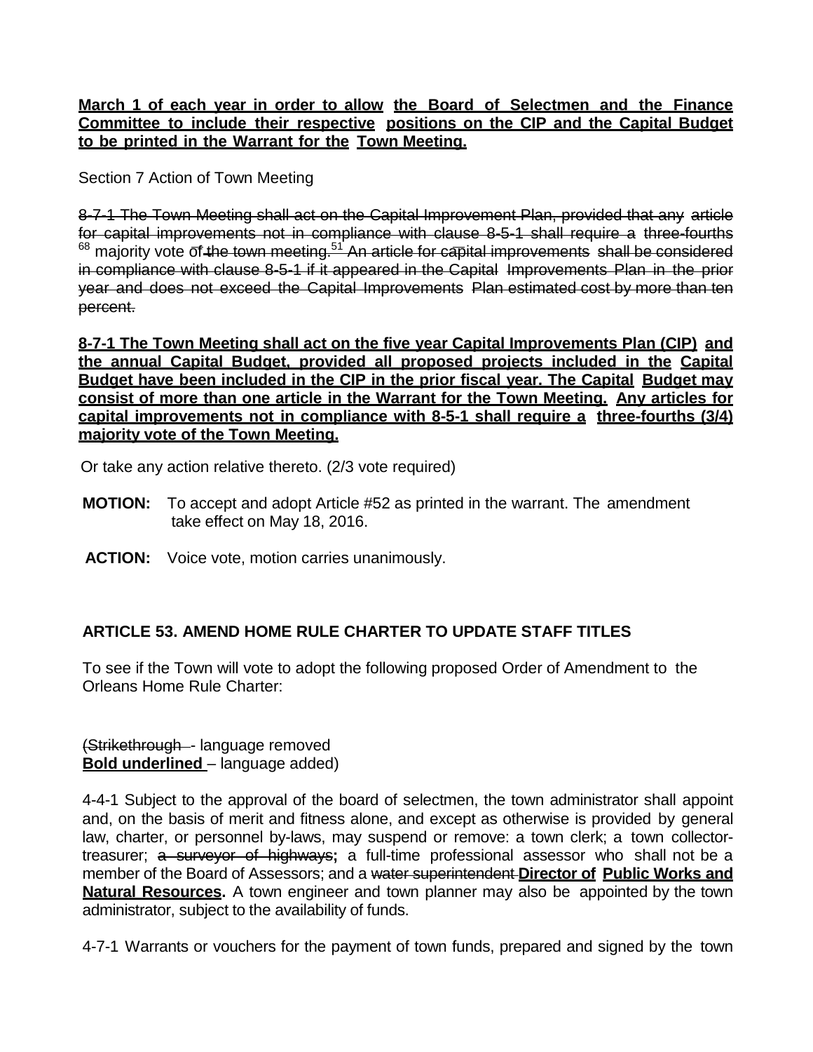**March 1 of each year in order to allow the Board of Selectmen and the Finance Committee to include their respective positions on the CIP and the Capital Budget to be printed in the Warrant for the Town Meeting.**

Section 7 Action of Town Meeting

~~8-7-1 The Town Meeting shall act on the Capital Improvement Plan, provided that any article for capital improvements not in compliance with clause 8-5-1 shall require a three-fourths~~ [68] majority vote of ~~the town meeting.~~[51] ~~An article for capital improvements shall be considered in compliance with clause 8-5-1 if it appeared in the Capital Improvements Plan in the prior year and does not exceed the Capital Improvements Plan estimated cost by more than ten percent.~~

**8-7-1 The Town Meeting shall act on the five year Capital Improvements Plan (CIP) and the annual Capital Budget, provided all proposed projects included in the Capital Budget have been included in the CIP in the prior fiscal year. The Capital Budget may consist of more than one article in the Warrant for the Town Meeting. Any articles for capital improvements not in compliance with 8-5-1 shall require a three-fourths (3/4) majority vote of the Town Meeting.**

Or take any action relative thereto. (2/3 vote required)

**MOTION:** To accept and adopt Article #52 as printed in the warrant. The amendment take effect on May 18, 2016.

**ACTION:** Voice vote, motion carries unanimously.

### ARTICLE 53. AMEND HOME RULE CHARTER TO UPDATE STAFF TITLES

To see if the Town will vote to adopt the following proposed Order of Amendment to the Orleans Home Rule Charter:

(~~Strikethrough~~ - language removed
**Bold underlined** – language added)

4-4-1 Subject to the approval of the board of selectmen, the town administrator shall appoint and, on the basis of merit and fitness alone, and except as otherwise is provided by general law, charter, or personnel by-laws, may suspend or remove: a town clerk; a town collector-treasurer; ~~a surveyor of highways~~**;** a full-time professional assessor who shall not be a member of the Board of Assessors; and a ~~water superintendent~~ **Director of Public Works and Natural Resources.** A town engineer and town planner may also be appointed by the town administrator, subject to the availability of funds.

4-7-1 Warrants or vouchers for the payment of town funds, prepared and signed by the town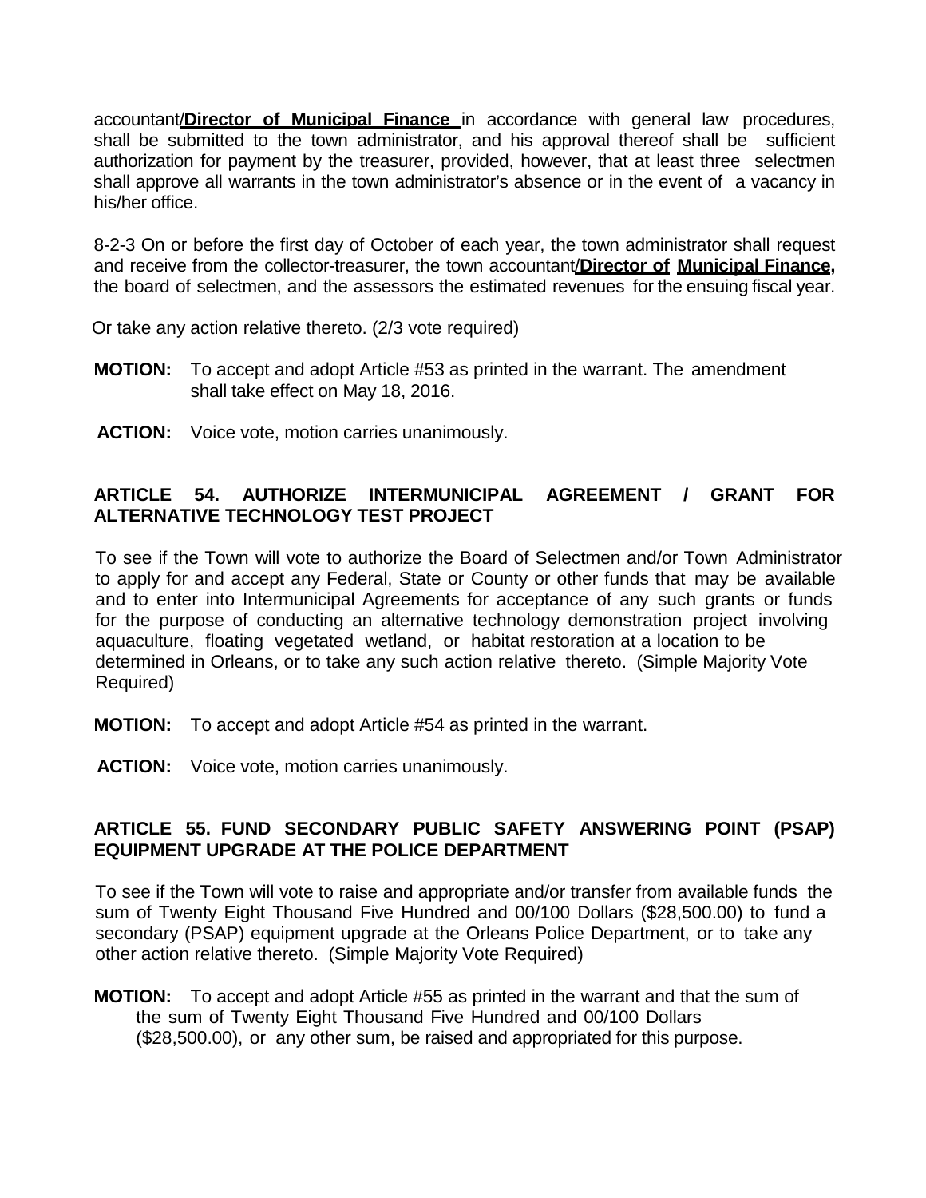accountant/**Director of Municipal Finance** in accordance with general law procedures, shall be submitted to the town administrator, and his approval thereof shall be sufficient authorization for payment by the treasurer, provided, however, that at least three selectmen shall approve all warrants in the town administrator's absence or in the event of a vacancy in his/her office.

8-2-3 On or before the first day of October of each year, the town administrator shall request and receive from the collector-treasurer, the town accountant/**Director of Municipal Finance,** the board of selectmen, and the assessors the estimated revenues for the ensuing fiscal year.

Or take any action relative thereto. (2/3 vote required)

**MOTION:** To accept and adopt Article #53 as printed in the warrant. The amendment shall take effect on May 18, 2016.

**ACTION:** Voice vote, motion carries unanimously.

**ARTICLE 54. AUTHORIZE INTERMUNICIPAL AGREEMENT / GRANT FOR ALTERNATIVE TECHNOLOGY TEST PROJECT**

To see if the Town will vote to authorize the Board of Selectmen and/or Town Administrator to apply for and accept any Federal, State or County or other funds that may be available and to enter into Intermunicipal Agreements for acceptance of any such grants or funds for the purpose of conducting an alternative technology demonstration project involving aquaculture, floating vegetated wetland, or habitat restoration at a location to be determined in Orleans, or to take any such action relative thereto. (Simple Majority Vote Required)

**MOTION:** To accept and adopt Article #54 as printed in the warrant.

**ACTION:** Voice vote, motion carries unanimously.

**ARTICLE 55. FUND SECONDARY PUBLIC SAFETY ANSWERING POINT (PSAP) EQUIPMENT UPGRADE AT THE POLICE DEPARTMENT**

To see if the Town will vote to raise and appropriate and/or transfer from available funds the sum of Twenty Eight Thousand Five Hundred and 00/100 Dollars ($28,500.00) to fund a secondary (PSAP) equipment upgrade at the Orleans Police Department, or to take any other action relative thereto. (Simple Majority Vote Required)

**MOTION:** To accept and adopt Article #55 as printed in the warrant and that the sum of the sum of Twenty Eight Thousand Five Hundred and 00/100 Dollars ($28,500.00), or any other sum, be raised and appropriated for this purpose.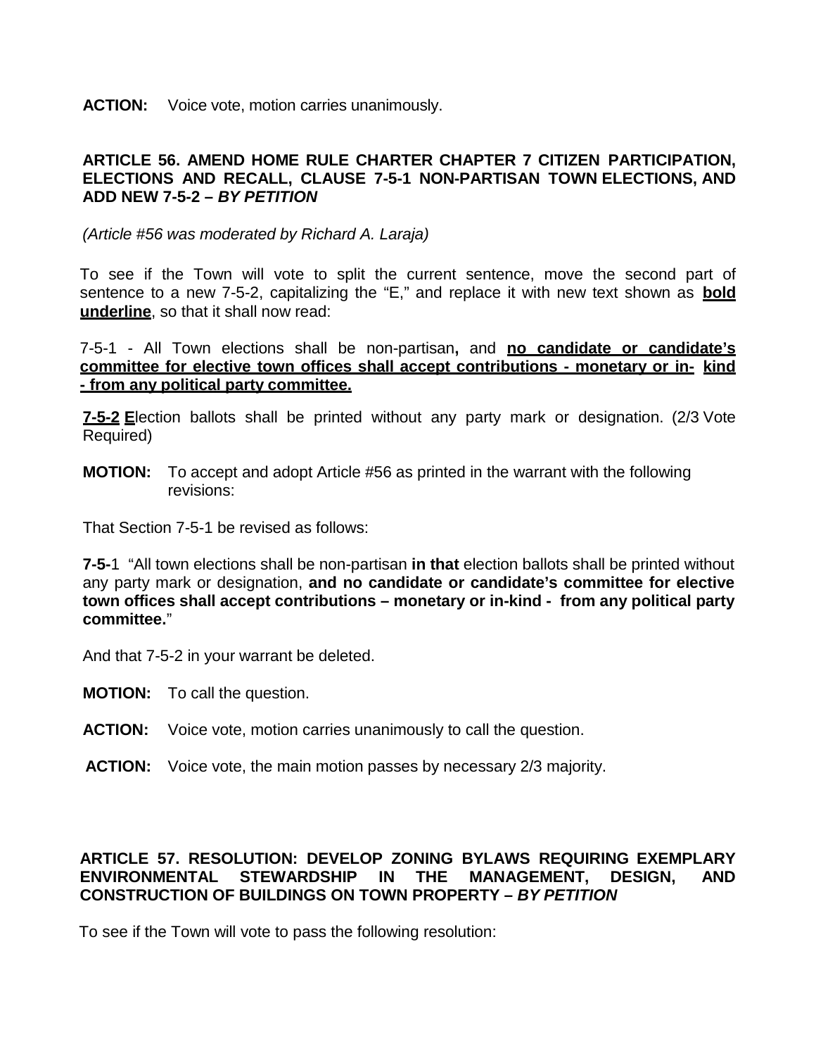**ACTION:** Voice vote, motion carries unanimously.

## ARTICLE 56. AMEND HOME RULE CHARTER CHAPTER 7 CITIZEN PARTICIPATION, ELECTIONS AND RECALL, CLAUSE 7-5-1 NON-PARTISAN TOWN ELECTIONS, AND ADD NEW 7-5-2 – *BY PETITION*

*(Article #56 was moderated by Richard A. Laraja)*

To see if the Town will vote to split the current sentence, move the second part of sentence to a new 7-5-2, capitalizing the "E," and replace it with new text shown as **<u>bold underline</u>**, so that it shall now read:

7-5-1 - All Town elections shall be non-partisan**,** and **<u>no candidate or candidate's committee for elective town offices shall accept contributions - monetary or in- kind - from any political party committee.</u>**

**<u>7-5-2</u> <u>E</u>**lection ballots shall be printed without any party mark or designation. (2/3 Vote Required)

**MOTION:** To accept and adopt Article #56 as printed in the warrant with the following revisions:

That Section 7-5-1 be revised as follows:

**7-5-**1 "All town elections shall be non-partisan **in that** election ballots shall be printed without any party mark or designation, **and no candidate or candidate's committee for elective town offices shall accept contributions – monetary or in-kind - from any political party committee.**"

And that 7-5-2 in your warrant be deleted.

**MOTION:** To call the question.

**ACTION:** Voice vote, motion carries unanimously to call the question.

**ACTION:** Voice vote, the main motion passes by necessary 2/3 majority.

## ARTICLE 57. RESOLUTION: DEVELOP ZONING BYLAWS REQUIRING EXEMPLARY ENVIRONMENTAL STEWARDSHIP IN THE MANAGEMENT, DESIGN, AND CONSTRUCTION OF BUILDINGS ON TOWN PROPERTY – *BY PETITION*

To see if the Town will vote to pass the following resolution: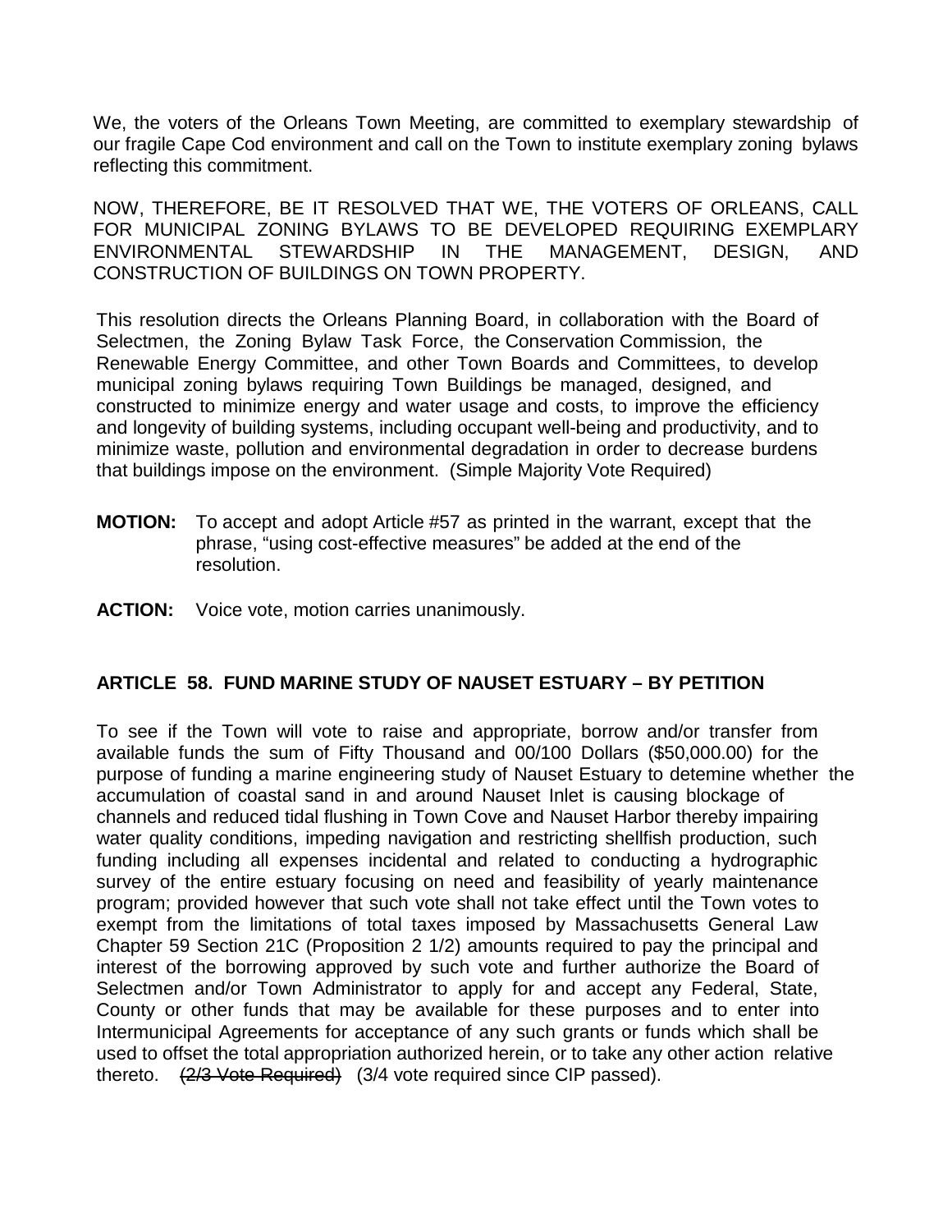We, the voters of the Orleans Town Meeting, are committed to exemplary stewardship of our fragile Cape Cod environment and call on the Town to institute exemplary zoning bylaws reflecting this commitment.

NOW, THEREFORE, BE IT RESOLVED THAT WE, THE VOTERS OF ORLEANS, CALL FOR MUNICIPAL ZONING BYLAWS TO BE DEVELOPED REQUIRING EXEMPLARY ENVIRONMENTAL STEWARDSHIP IN THE MANAGEMENT, DESIGN, AND CONSTRUCTION OF BUILDINGS ON TOWN PROPERTY.

This resolution directs the Orleans Planning Board, in collaboration with the Board of Selectmen, the Zoning Bylaw Task Force, the Conservation Commission, the Renewable Energy Committee, and other Town Boards and Committees, to develop municipal zoning bylaws requiring Town Buildings be managed, designed, and constructed to minimize energy and water usage and costs, to improve the efficiency and longevity of building systems, including occupant well-being and productivity, and to minimize waste, pollution and environmental degradation in order to decrease burdens that buildings impose on the environment. (Simple Majority Vote Required)

**MOTION:** To accept and adopt Article #57 as printed in the warrant, except that the phrase, "using cost-effective measures" be added at the end of the resolution.

**ACTION:** Voice vote, motion carries unanimously.

## ARTICLE 58. FUND MARINE STUDY OF NAUSET ESTUARY – BY PETITION

To see if the Town will vote to raise and appropriate, borrow and/or transfer from available funds the sum of Fifty Thousand and 00/100 Dollars ($50,000.00) for the purpose of funding a marine engineering study of Nauset Estuary to detemine whether the accumulation of coastal sand in and around Nauset Inlet is causing blockage of channels and reduced tidal flushing in Town Cove and Nauset Harbor thereby impairing water quality conditions, impeding navigation and restricting shellfish production, such funding including all expenses incidental and related to conducting a hydrographic survey of the entire estuary focusing on need and feasibility of yearly maintenance program; provided however that such vote shall not take effect until the Town votes to exempt from the limitations of total taxes imposed by Massachusetts General Law Chapter 59 Section 21C (Proposition 2 1/2) amounts required to pay the principal and interest of the borrowing approved by such vote and further authorize the Board of Selectmen and/or Town Administrator to apply for and accept any Federal, State, County or other funds that may be available for these purposes and to enter into Intermunicipal Agreements for acceptance of any such grants or funds which shall be used to offset the total appropriation authorized herein, or to take any other action relative thereto. ~~(2/3 Vote Required)~~ (3/4 vote required since CIP passed).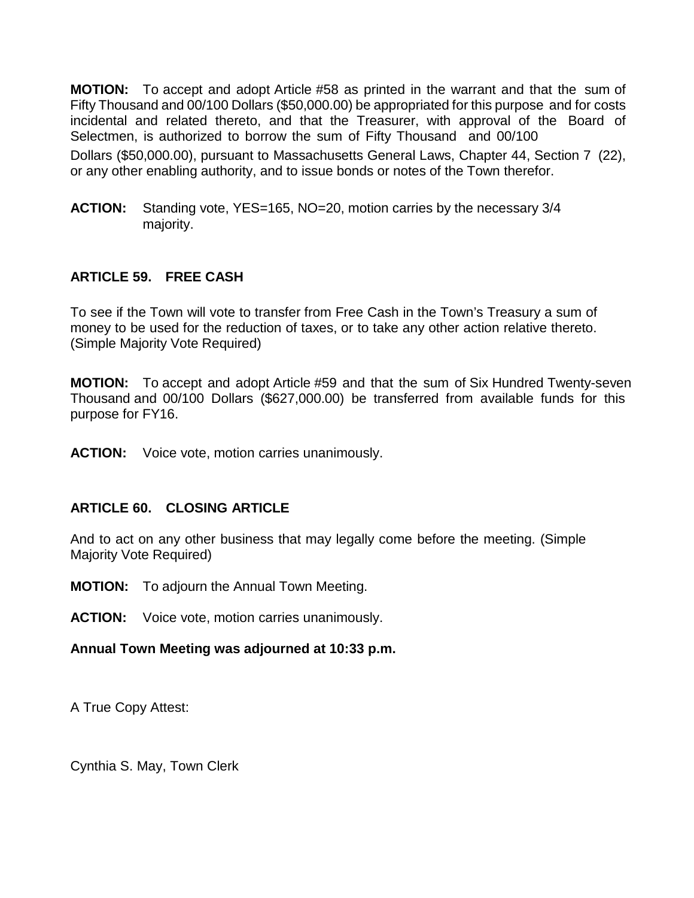**MOTION:** To accept and adopt Article #58 as printed in the warrant and that the sum of Fifty Thousand and 00/100 Dollars ($50,000.00) be appropriated for this purpose and for costs incidental and related thereto, and that the Treasurer, with approval of the Board of Selectmen, is authorized to borrow the sum of Fifty Thousand and 00/100 Dollars ($50,000.00), pursuant to Massachusetts General Laws, Chapter 44, Section 7 (22), or any other enabling authority, and to issue bonds or notes of the Town therefor.

**ACTION:** Standing vote, YES=165, NO=20, motion carries by the necessary 3/4 majority.

### ARTICLE 59. FREE CASH

To see if the Town will vote to transfer from Free Cash in the Town's Treasury a sum of money to be used for the reduction of taxes, or to take any other action relative thereto. (Simple Majority Vote Required)

**MOTION:** To accept and adopt Article #59 and that the sum of Six Hundred Twenty-seven Thousand and 00/100 Dollars ($627,000.00) be transferred from available funds for this purpose for FY16.

**ACTION:** Voice vote, motion carries unanimously.

### ARTICLE 60. CLOSING ARTICLE

And to act on any other business that may legally come before the meeting. (Simple Majority Vote Required)

**MOTION:** To adjourn the Annual Town Meeting.

**ACTION:** Voice vote, motion carries unanimously.

**Annual Town Meeting was adjourned at 10:33 p.m.**

A True Copy Attest:

Cynthia S. May, Town Clerk